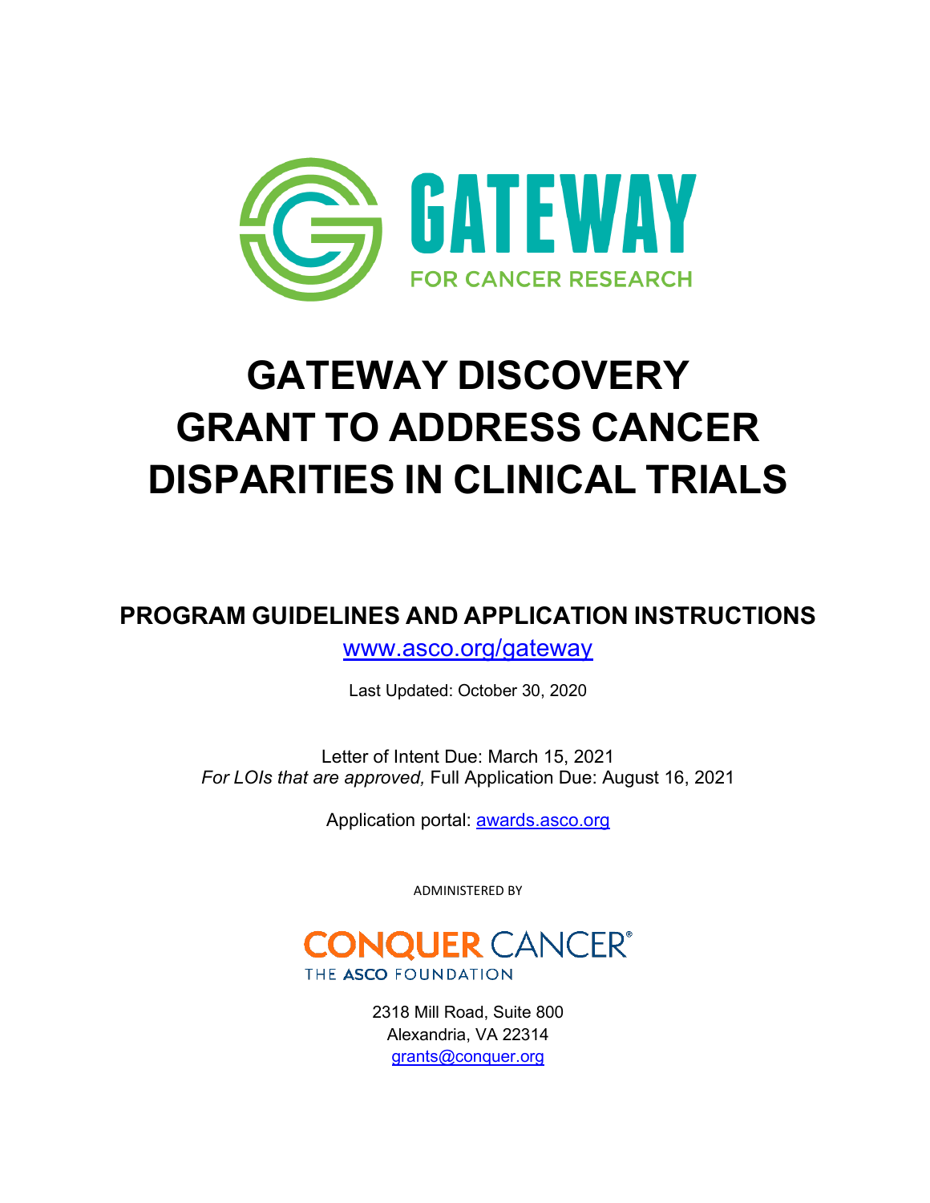GATEWAY

FOR CANCER RESEARCH

# GATEWAY DISCOVERY GRANT TO ADDRESS CANCER DISPARITIES IN CLINICAL TRIALS

## PROGRAM GUIDELINES AND APPLICATION INSTRUCTIONS

www.asco.org/gateway

Last Updated: October 30, 2020

Letter of Intent Due: March 15, 2021

*For LOIs that are approved,* Full Application Due: August 16, 2021

Application portal: awards.asco.org

ADMINISTERED BY

CONQUER CANCER

THE ASCO FOUNDATION

2318 Mill Road, Suite 800

Alexandria, VA 22314

grants@conquer.org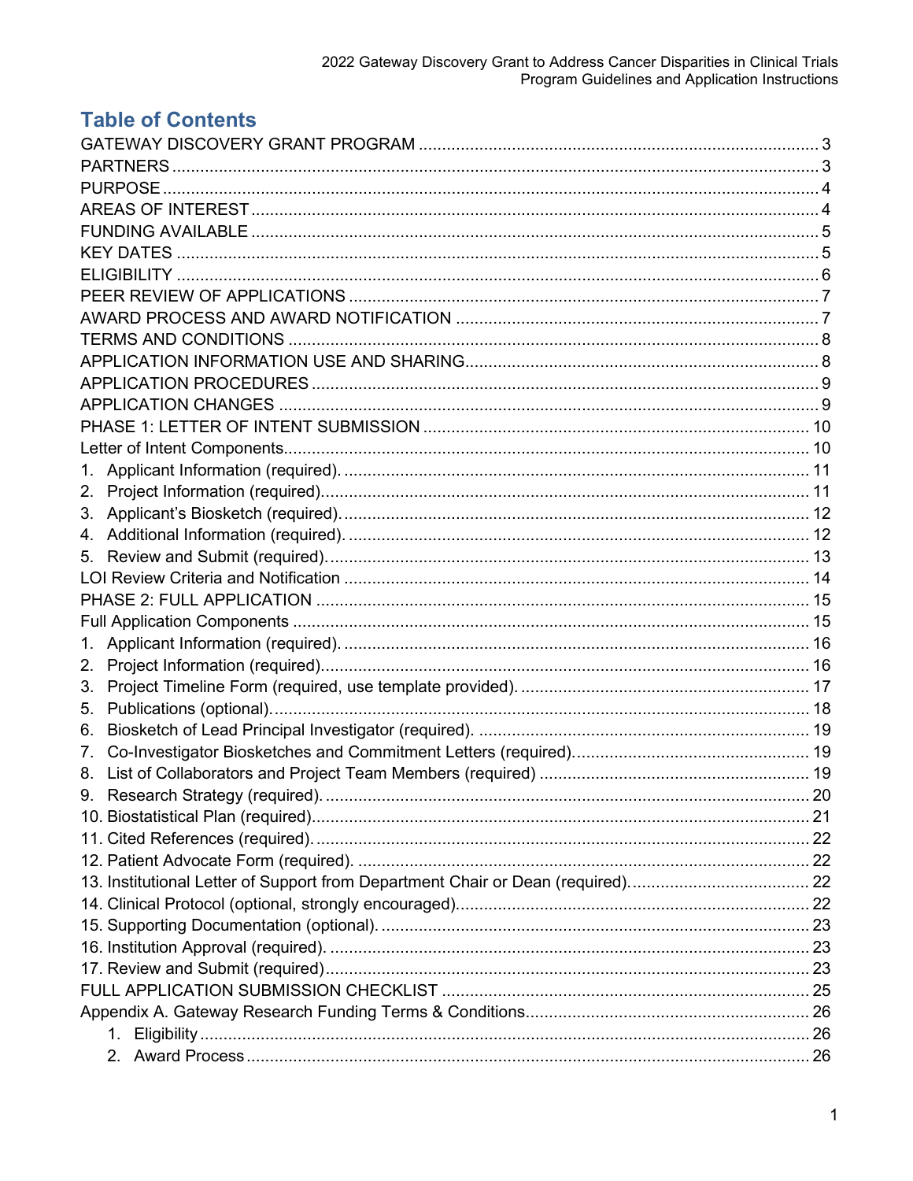# Table of Contents

GATEWAY DISCOVERY GRANT PROGRAM ........................................................................................ 3
PARTNERS ........................................................................................................................................ 3
PURPOSE .......................................................................................................................................... 4
AREAS OF INTEREST ...................................................................................................................... 4
FUNDING AVAILABLE ...................................................................................................................... 5
KEY DATES ...................................................................................................................................... 5
ELIGIBILITY ...................................................................................................................................... 6
PEER REVIEW OF APPLICATIONS ................................................................................................. 7
AWARD PROCESS AND AWARD NOTIFICATION ........................................................................... 7
TERMS AND CONDITIONS .............................................................................................................. 8
APPLICATION INFORMATION USE AND SHARING ......................................................................... 8
APPLICATION PROCEDURES ......................................................................................................... 9
APPLICATION CHANGES ................................................................................................................ 9
PHASE 1: LETTER OF INTENT SUBMISSION ................................................................................ 10
Letter of Intent Components ............................................................................................................ 10
1. Applicant Information (required). ................................................................................................. 11
2. Project Information (required). .................................................................................................... 11
3. Applicant's Biosketch (required). ................................................................................................. 12
4. Additional Information (required). ................................................................................................ 12
5. Review and Submit (required). ..................................................................................................... 13
LOI Review Criteria and Notification ................................................................................................ 14
PHASE 2: FULL APPLICATION ....................................................................................................... 15
Full Application Components ........................................................................................................... 15
1. Applicant Information (required). ................................................................................................. 16
2. Project Information (required). .................................................................................................... 16
3. Project Timeline Form (required, use template provided). .......................................................... 17
5. Publications (optional). ................................................................................................................ 18
6. Biosketch of Lead Principal Investigator (required). .................................................................... 19
7. Co-Investigator Biosketches and Commitment Letters (required). ............................................... 19
8. List of Collaborators and Project Team Members (required) ........................................................ 19
9. Research Strategy (required). ...................................................................................................... 20
10. Biostatistical Plan (required). ..................................................................................................... 21
11. Cited References (required). ..................................................................................................... 22
12. Patient Advocate Form (required). ............................................................................................. 22
13. Institutional Letter of Support from Department Chair or Dean (required). ................................ 22
14. Clinical Protocol (optional, strongly encouraged). ...................................................................... 22
15. Supporting Documentation (optional). ........................................................................................ 23
16. Institution Approval (required). ................................................................................................... 23
17. Review and Submit (required) .................................................................................................... 23
FULL APPLICATION SUBMISSION CHECKLIST ............................................................................. 25
Appendix A. Gateway Research Funding Terms & Conditions ........................................................... 26
   1. Eligibility .................................................................................................................................. 26
   2. Award Process ......................................................................................................................... 26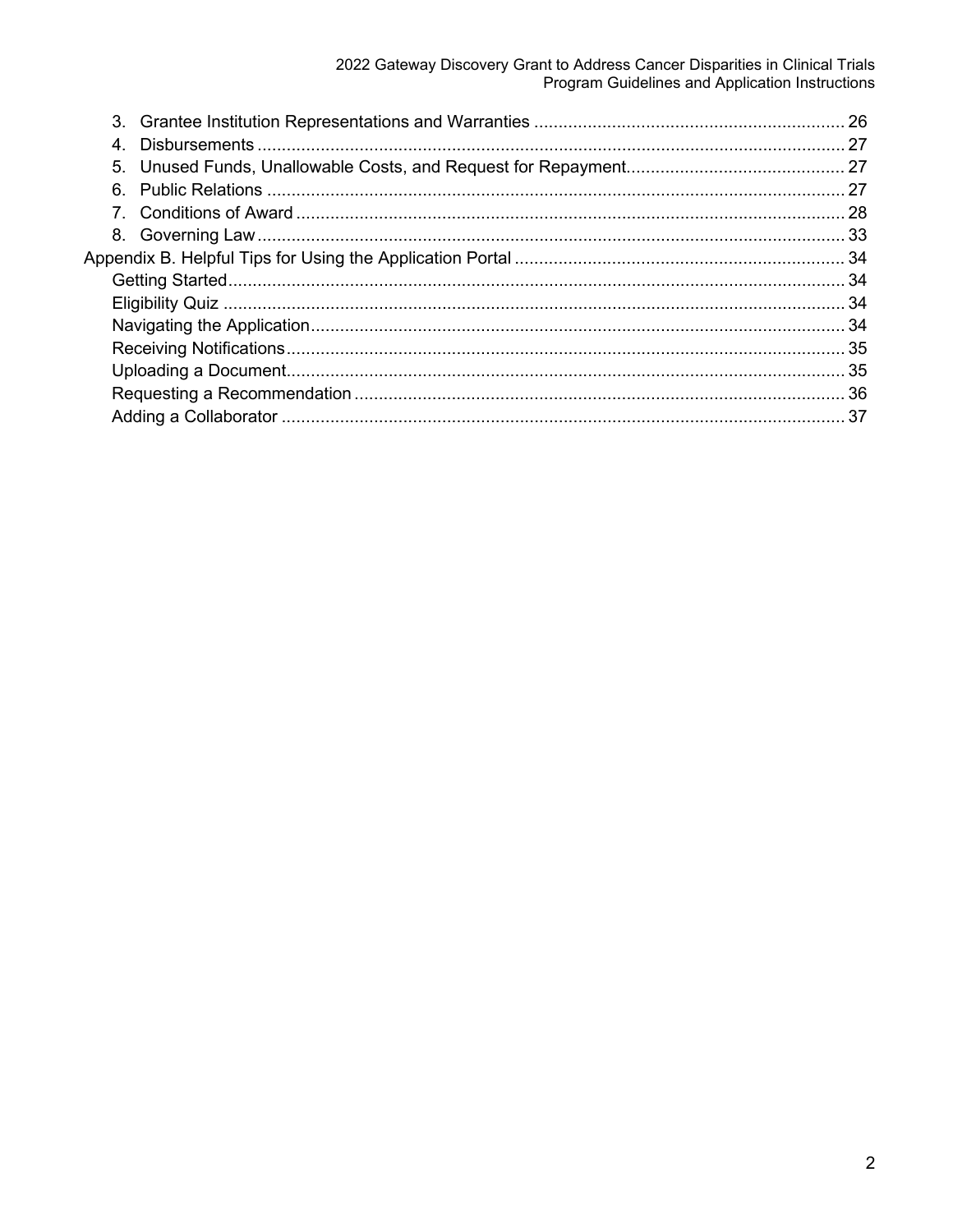3. Grantee Institution Representations and Warranties ........................................................ 26
4. Disbursements ........................................................................................................ 27
5. Unused Funds, Unallowable Costs, and Request for Repayment............................................. 27
6. Public Relations ....................................................................................................... 27
7. Conditions of Award ................................................................................................ 28
8. Governing Law ........................................................................................................ 33

Appendix B. Helpful Tips for Using the Application Portal ..................................................... 34

Getting Started ............................................................................................................ 34
Eligibility Quiz ............................................................................................................. 34
Navigating the Application ........................................................................................... 34
Receiving Notifications ................................................................................................ 35
Uploading a Document ................................................................................................ 35
Requesting a Recommendation .................................................................................... 36
Adding a Collaborator .................................................................................................. 37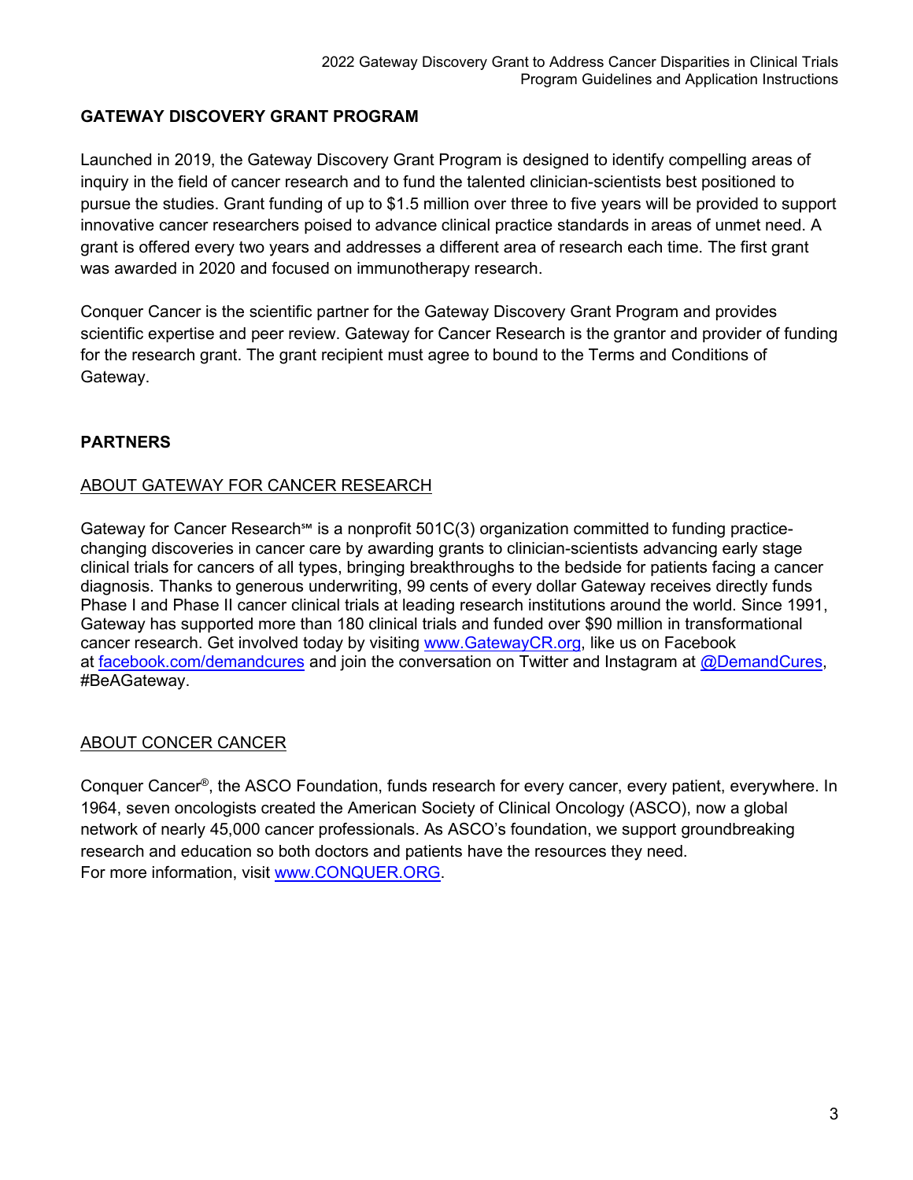## GATEWAY DISCOVERY GRANT PROGRAM

Launched in 2019, the Gateway Discovery Grant Program is designed to identify compelling areas of inquiry in the field of cancer research and to fund the talented clinician-scientists best positioned to pursue the studies. Grant funding of up to $1.5 million over three to five years will be provided to support innovative cancer researchers poised to advance clinical practice standards in areas of unmet need. A grant is offered every two years and addresses a different area of research each time. The first grant was awarded in 2020 and focused on immunotherapy research.

Conquer Cancer is the scientific partner for the Gateway Discovery Grant Program and provides scientific expertise and peer review. Gateway for Cancer Research is the grantor and provider of funding for the research grant. The grant recipient must agree to bound to the Terms and Conditions of Gateway.

## PARTNERS

### ABOUT GATEWAY FOR CANCER RESEARCH

Gateway for Cancer Research℠ is a nonprofit 501C(3) organization committed to funding practice-changing discoveries in cancer care by awarding grants to clinician-scientists advancing early stage clinical trials for cancers of all types, bringing breakthroughs to the bedside for patients facing a cancer diagnosis. Thanks to generous underwriting, 99 cents of every dollar Gateway receives directly funds Phase I and Phase II cancer clinical trials at leading research institutions around the world. Since 1991, Gateway has supported more than 180 clinical trials and funded over $90 million in transformational cancer research. Get involved today by visiting www.GatewayCR.org, like us on Facebook at facebook.com/demandcures and join the conversation on Twitter and Instagram at @DemandCures, #BeAGateway.

### ABOUT CONCER CANCER

Conquer Cancer®, the ASCO Foundation, funds research for every cancer, every patient, everywhere. In 1964, seven oncologists created the American Society of Clinical Oncology (ASCO), now a global network of nearly 45,000 cancer professionals. As ASCO's foundation, we support groundbreaking research and education so both doctors and patients have the resources they need.
For more information, visit www.CONQUER.ORG.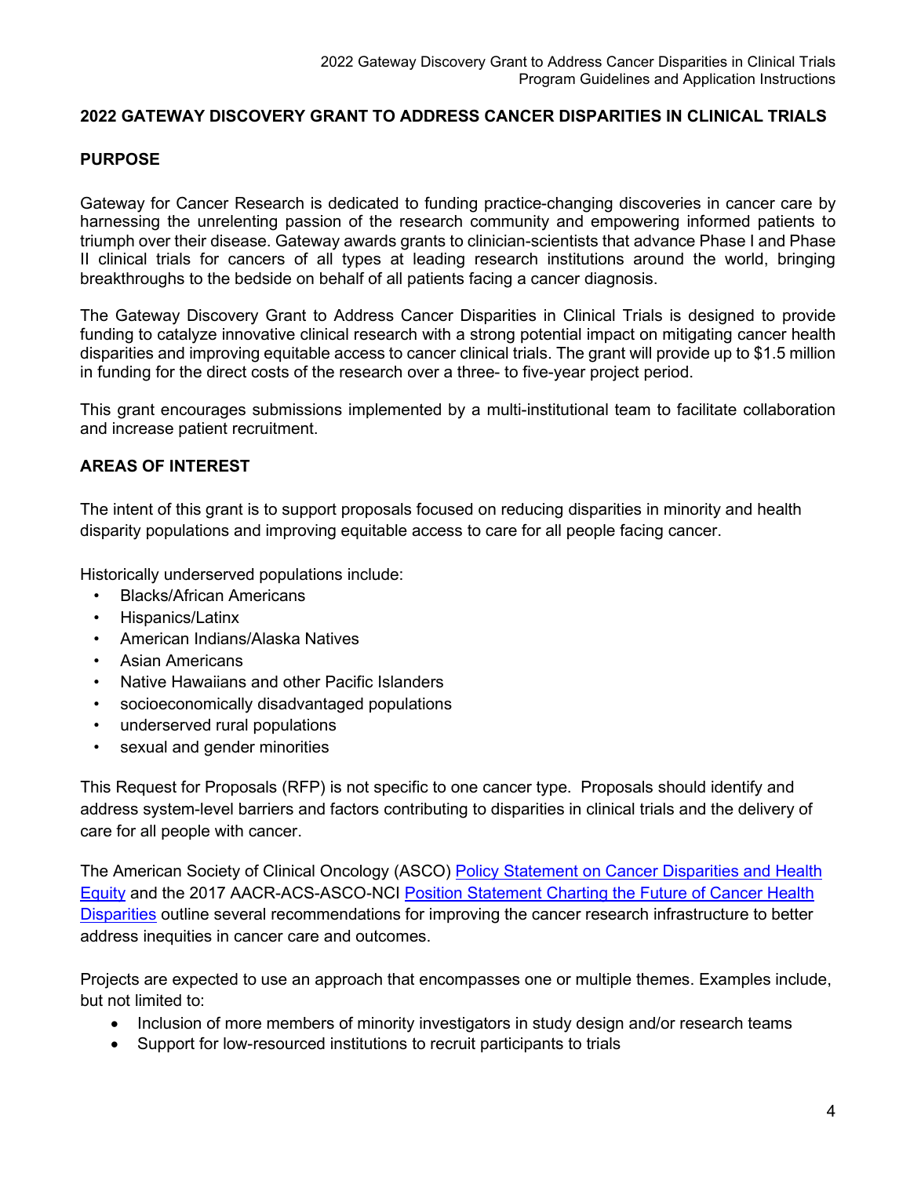## 2022 GATEWAY DISCOVERY GRANT TO ADDRESS CANCER DISPARITIES IN CLINICAL TRIALS

### PURPOSE

Gateway for Cancer Research is dedicated to funding practice-changing discoveries in cancer care by harnessing the unrelenting passion of the research community and empowering informed patients to triumph over their disease. Gateway awards grants to clinician-scientists that advance Phase I and Phase II clinical trials for cancers of all types at leading research institutions around the world, bringing breakthroughs to the bedside on behalf of all patients facing a cancer diagnosis.

The Gateway Discovery Grant to Address Cancer Disparities in Clinical Trials is designed to provide funding to catalyze innovative clinical research with a strong potential impact on mitigating cancer health disparities and improving equitable access to cancer clinical trials. The grant will provide up to $1.5 million in funding for the direct costs of the research over a three- to five-year project period.

This grant encourages submissions implemented by a multi-institutional team to facilitate collaboration and increase patient recruitment.

### AREAS OF INTEREST

The intent of this grant is to support proposals focused on reducing disparities in minority and health disparity populations and improving equitable access to care for all people facing cancer.

Historically underserved populations include:

- Blacks/African Americans
- Hispanics/Latinx
- American Indians/Alaska Natives
- Asian Americans
- Native Hawaiians and other Pacific Islanders
- socioeconomically disadvantaged populations
- underserved rural populations
- sexual and gender minorities

This Request for Proposals (RFP) is not specific to one cancer type. Proposals should identify and address system-level barriers and factors contributing to disparities in clinical trials and the delivery of care for all people with cancer.

The American Society of Clinical Oncology (ASCO) Policy Statement on Cancer Disparities and Health Equity and the 2017 AACR-ACS-ASCO-NCI Position Statement Charting the Future of Cancer Health Disparities outline several recommendations for improving the cancer research infrastructure to better address inequities in cancer care and outcomes.

Projects are expected to use an approach that encompasses one or multiple themes. Examples include, but not limited to:

- Inclusion of more members of minority investigators in study design and/or research teams
- Support for low-resourced institutions to recruit participants to trials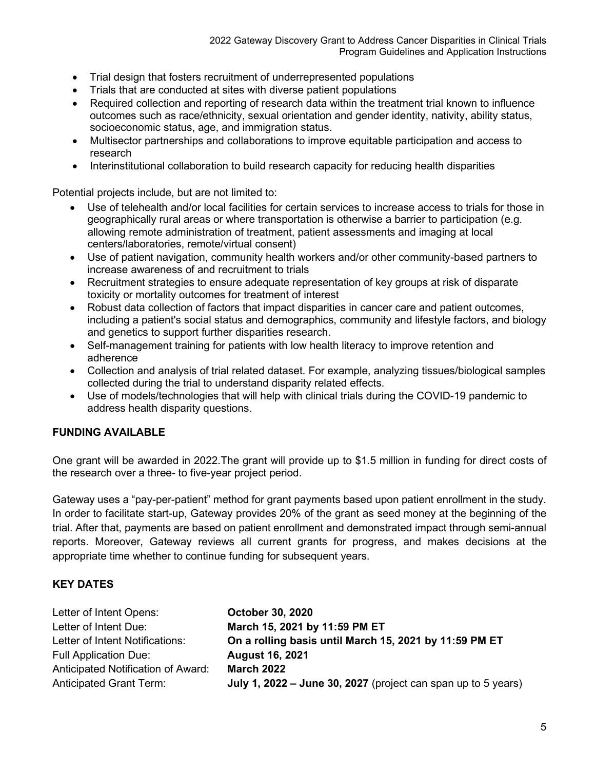- Trial design that fosters recruitment of underrepresented populations
- Trials that are conducted at sites with diverse patient populations
- Required collection and reporting of research data within the treatment trial known to influence outcomes such as race/ethnicity, sexual orientation and gender identity, nativity, ability status, socioeconomic status, age, and immigration status.
- Multisector partnerships and collaborations to improve equitable participation and access to research
- Interinstitutional collaboration to build research capacity for reducing health disparities

Potential projects include, but are not limited to:

- Use of telehealth and/or local facilities for certain services to increase access to trials for those in geographically rural areas or where transportation is otherwise a barrier to participation (e.g. allowing remote administration of treatment, patient assessments and imaging at local centers/laboratories, remote/virtual consent)
- Use of patient navigation, community health workers and/or other community-based partners to increase awareness of and recruitment to trials
- Recruitment strategies to ensure adequate representation of key groups at risk of disparate toxicity or mortality outcomes for treatment of interest
- Robust data collection of factors that impact disparities in cancer care and patient outcomes, including a patient's social status and demographics, community and lifestyle factors, and biology and genetics to support further disparities research.
- Self-management training for patients with low health literacy to improve retention and adherence
- Collection and analysis of trial related dataset. For example, analyzing tissues/biological samples collected during the trial to understand disparity related effects.
- Use of models/technologies that will help with clinical trials during the COVID-19 pandemic to address health disparity questions.

**FUNDING AVAILABLE**

One grant will be awarded in 2022.The grant will provide up to $1.5 million in funding for direct costs of the research over a three- to five-year project period.

Gateway uses a "pay-per-patient" method for grant payments based upon patient enrollment in the study. In order to facilitate start-up, Gateway provides 20% of the grant as seed money at the beginning of the trial. After that, payments are based on patient enrollment and demonstrated impact through semi-annual reports. Moreover, Gateway reviews all current grants for progress, and makes decisions at the appropriate time whether to continue funding for subsequent years.

**KEY DATES**

| | |
|---|---|
| Letter of Intent Opens: | **October 30, 2020** |
| Letter of Intent Due: | **March 15, 2021 by 11:59 PM ET** |
| Letter of Intent Notifications: | **On a rolling basis until March 15, 2021 by 11:59 PM ET** |
| Full Application Due: | **August 16, 2021** |
| Anticipated Notification of Award: | **March 2022** |
| Anticipated Grant Term: | **July 1, 2022 – June 30, 2027** (project can span up to 5 years) |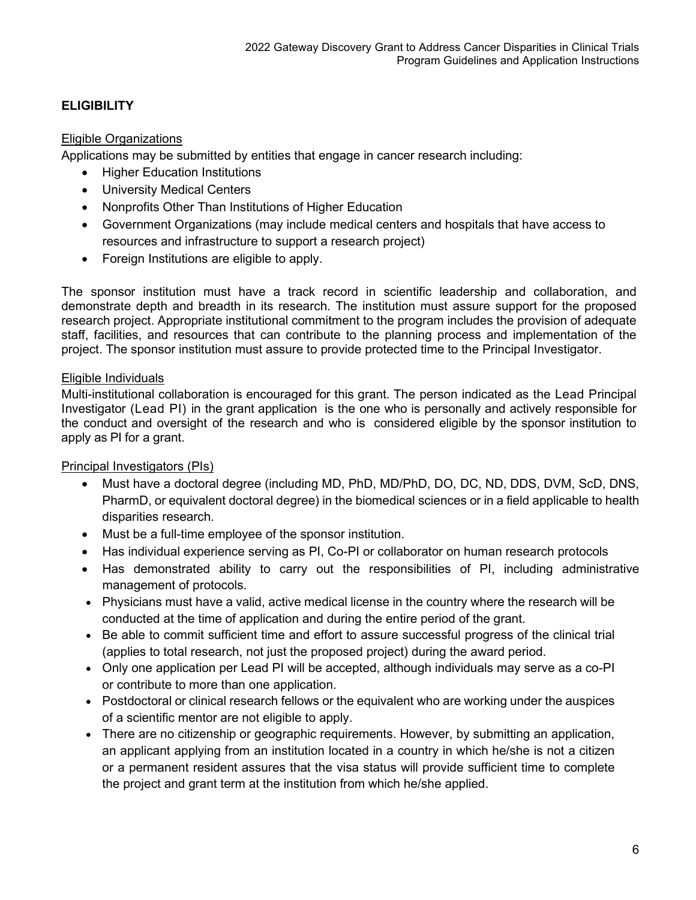## ELIGIBILITY

### Eligible Organizations

Applications may be submitted by entities that engage in cancer research including:

- Higher Education Institutions
- University Medical Centers
- Nonprofits Other Than Institutions of Higher Education
- Government Organizations (may include medical centers and hospitals that have access to resources and infrastructure to support a research project)
- Foreign Institutions are eligible to apply.

The sponsor institution must have a track record in scientific leadership and collaboration, and demonstrate depth and breadth in its research. The institution must assure support for the proposed research project. Appropriate institutional commitment to the program includes the provision of adequate staff, facilities, and resources that can contribute to the planning process and implementation of the project. The sponsor institution must assure to provide protected time to the Principal Investigator.

### Eligible Individuals

Multi-institutional collaboration is encouraged for this grant. The person indicated as the Lead Principal Investigator (Lead PI) in the grant application is the one who is personally and actively responsible for the conduct and oversight of the research and who is considered eligible by the sponsor institution to apply as PI for a grant.

### Principal Investigators (PIs)

- Must have a doctoral degree (including MD, PhD, MD/PhD, DO, DC, ND, DDS, DVM, ScD, DNS, PharmD, or equivalent doctoral degree) in the biomedical sciences or in a field applicable to health disparities research.
- Must be a full-time employee of the sponsor institution.
- Has individual experience serving as PI, Co-PI or collaborator on human research protocols
- Has demonstrated ability to carry out the responsibilities of PI, including administrative management of protocols.
- Physicians must have a valid, active medical license in the country where the research will be conducted at the time of application and during the entire period of the grant.
- Be able to commit sufficient time and effort to assure successful progress of the clinical trial (applies to total research, not just the proposed project) during the award period.
- Only one application per Lead PI will be accepted, although individuals may serve as a co-PI or contribute to more than one application.
- Postdoctoral or clinical research fellows or the equivalent who are working under the auspices of a scientific mentor are not eligible to apply.
- There are no citizenship or geographic requirements. However, by submitting an application, an applicant applying from an institution located in a country in which he/she is not a citizen or a permanent resident assures that the visa status will provide sufficient time to complete the project and grant term at the institution from which he/she applied.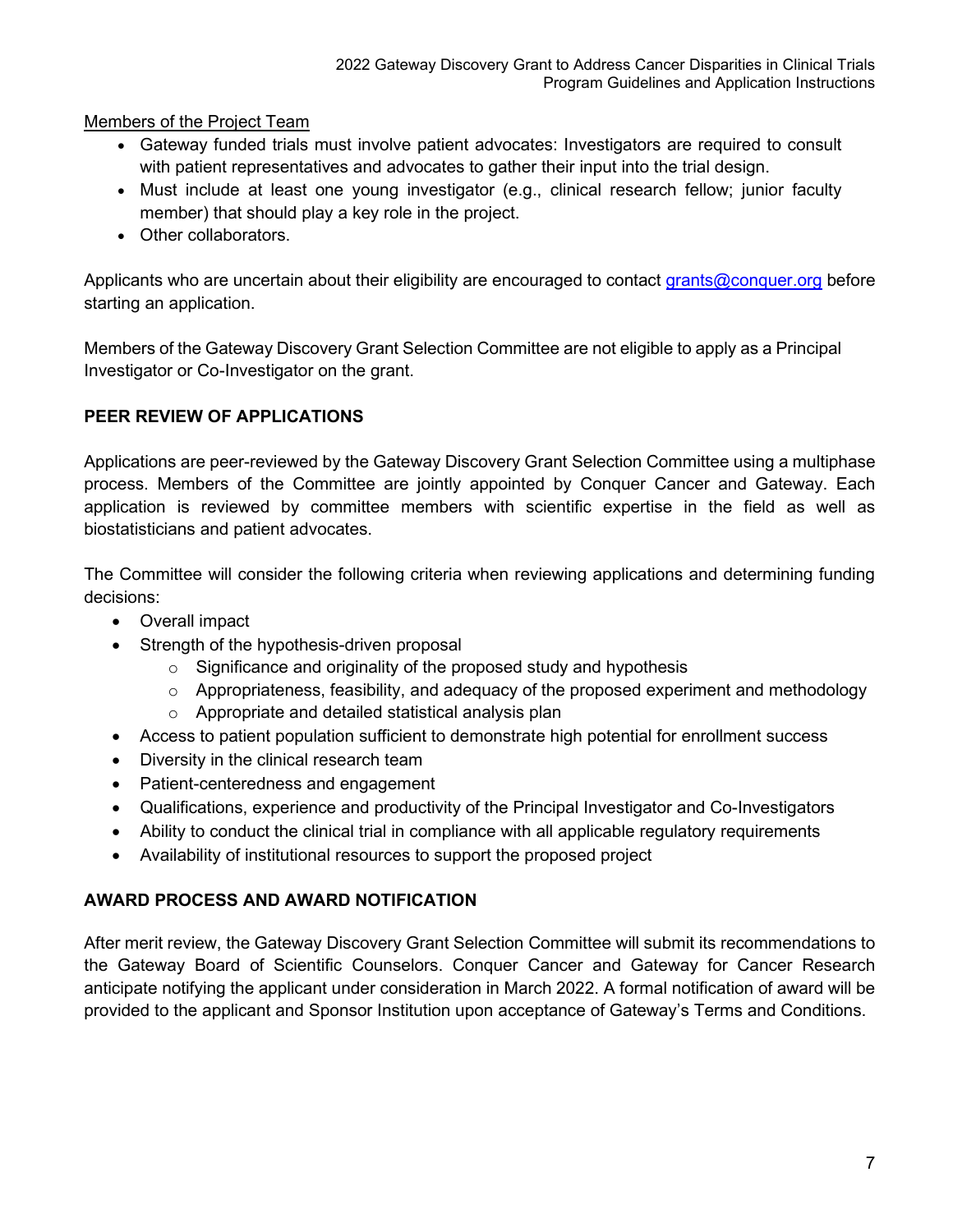Members of the Project Team

- Gateway funded trials must involve patient advocates: Investigators are required to consult with patient representatives and advocates to gather their input into the trial design.
- Must include at least one young investigator (e.g., clinical research fellow; junior faculty member) that should play a key role in the project.
- Other collaborators.

Applicants who are uncertain about their eligibility are encouraged to contact grants@conquer.org before starting an application.

Members of the Gateway Discovery Grant Selection Committee are not eligible to apply as a Principal Investigator or Co-Investigator on the grant.

## PEER REVIEW OF APPLICATIONS

Applications are peer-reviewed by the Gateway Discovery Grant Selection Committee using a multiphase process. Members of the Committee are jointly appointed by Conquer Cancer and Gateway. Each application is reviewed by committee members with scientific expertise in the field as well as biostatisticians and patient advocates.

The Committee will consider the following criteria when reviewing applications and determining funding decisions:

- Overall impact
- Strength of the hypothesis-driven proposal
  - Significance and originality of the proposed study and hypothesis
  - Appropriateness, feasibility, and adequacy of the proposed experiment and methodology
  - Appropriate and detailed statistical analysis plan
- Access to patient population sufficient to demonstrate high potential for enrollment success
- Diversity in the clinical research team
- Patient-centeredness and engagement
- Qualifications, experience and productivity of the Principal Investigator and Co-Investigators
- Ability to conduct the clinical trial in compliance with all applicable regulatory requirements
- Availability of institutional resources to support the proposed project

## AWARD PROCESS AND AWARD NOTIFICATION

After merit review, the Gateway Discovery Grant Selection Committee will submit its recommendations to the Gateway Board of Scientific Counselors. Conquer Cancer and Gateway for Cancer Research anticipate notifying the applicant under consideration in March 2022. A formal notification of award will be provided to the applicant and Sponsor Institution upon acceptance of Gateway's Terms and Conditions.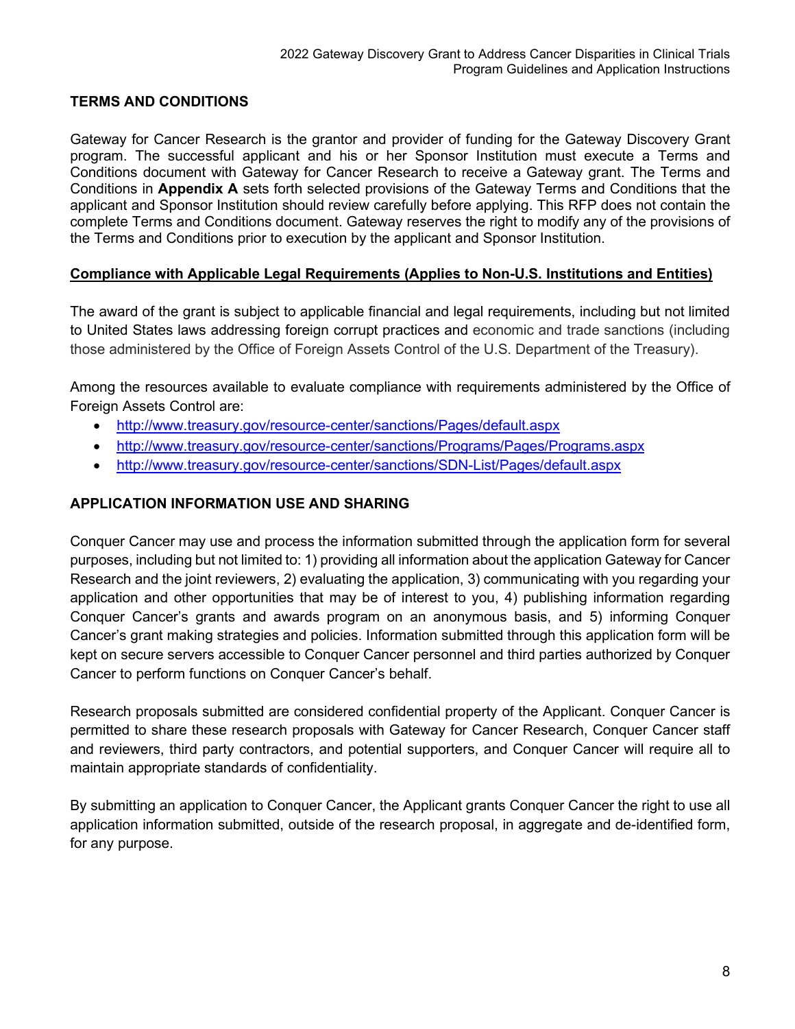## TERMS AND CONDITIONS

Gateway for Cancer Research is the grantor and provider of funding for the Gateway Discovery Grant program. The successful applicant and his or her Sponsor Institution must execute a Terms and Conditions document with Gateway for Cancer Research to receive a Gateway grant. The Terms and Conditions in **Appendix A** sets forth selected provisions of the Gateway Terms and Conditions that the applicant and Sponsor Institution should review carefully before applying. This RFP does not contain the complete Terms and Conditions document. Gateway reserves the right to modify any of the provisions of the Terms and Conditions prior to execution by the applicant and Sponsor Institution.

### Compliance with Applicable Legal Requirements (Applies to Non-U.S. Institutions and Entities)

The award of the grant is subject to applicable financial and legal requirements, including but not limited to United States laws addressing foreign corrupt practices and economic and trade sanctions (including those administered by the Office of Foreign Assets Control of the U.S. Department of the Treasury).

Among the resources available to evaluate compliance with requirements administered by the Office of Foreign Assets Control are:

- http://www.treasury.gov/resource-center/sanctions/Pages/default.aspx
- http://www.treasury.gov/resource-center/sanctions/Programs/Pages/Programs.aspx
- http://www.treasury.gov/resource-center/sanctions/SDN-List/Pages/default.aspx

## APPLICATION INFORMATION USE AND SHARING

Conquer Cancer may use and process the information submitted through the application form for several purposes, including but not limited to: 1) providing all information about the application Gateway for Cancer Research and the joint reviewers, 2) evaluating the application, 3) communicating with you regarding your application and other opportunities that may be of interest to you, 4) publishing information regarding Conquer Cancer's grants and awards program on an anonymous basis, and 5) informing Conquer Cancer's grant making strategies and policies. Information submitted through this application form will be kept on secure servers accessible to Conquer Cancer personnel and third parties authorized by Conquer Cancer to perform functions on Conquer Cancer's behalf.

Research proposals submitted are considered confidential property of the Applicant. Conquer Cancer is permitted to share these research proposals with Gateway for Cancer Research, Conquer Cancer staff and reviewers, third party contractors, and potential supporters, and Conquer Cancer will require all to maintain appropriate standards of confidentiality.

By submitting an application to Conquer Cancer, the Applicant grants Conquer Cancer the right to use all application information submitted, outside of the research proposal, in aggregate and de-identified form, for any purpose.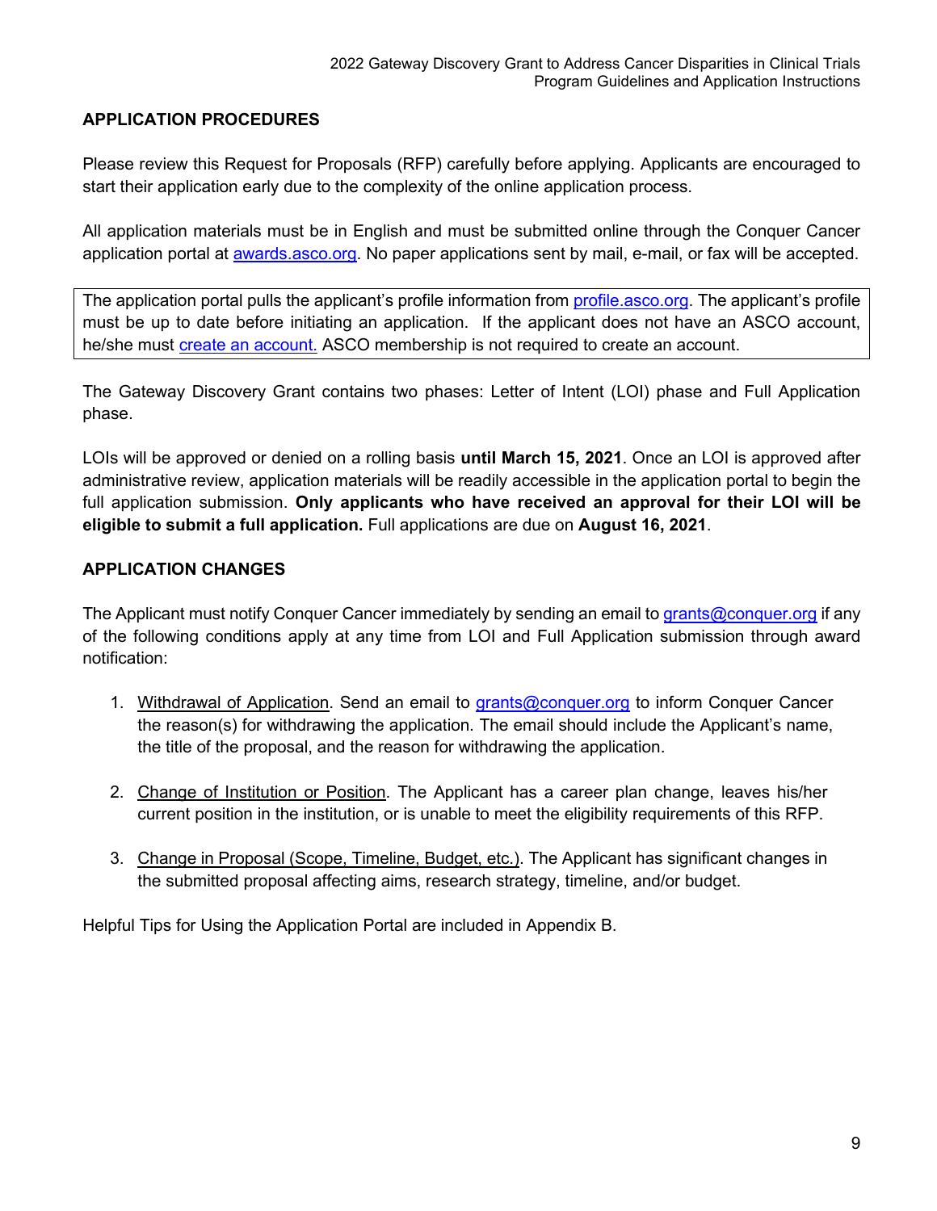## APPLICATION PROCEDURES

Please review this Request for Proposals (RFP) carefully before applying. Applicants are encouraged to start their application early due to the complexity of the online application process.

All application materials must be in English and must be submitted online through the Conquer Cancer application portal at [awards.asco.org](awards.asco.org). No paper applications sent by mail, e-mail, or fax will be accepted.

The application portal pulls the applicant's profile information from [profile.asco.org](profile.asco.org). The applicant's profile must be up to date before initiating an application. If the applicant does not have an ASCO account, he/she must create an account. ASCO membership is not required to create an account.

The Gateway Discovery Grant contains two phases: Letter of Intent (LOI) phase and Full Application phase.

LOIs will be approved or denied on a rolling basis **until March 15, 2021**. Once an LOI is approved after administrative review, application materials will be readily accessible in the application portal to begin the full application submission. **Only applicants who have received an approval for their LOI will be eligible to submit a full application.** Full applications are due on **August 16, 2021**.

## APPLICATION CHANGES

The Applicant must notify Conquer Cancer immediately by sending an email to grants@conquer.org if any of the following conditions apply at any time from LOI and Full Application submission through award notification:

1. Withdrawal of Application. Send an email to grants@conquer.org to inform Conquer Cancer the reason(s) for withdrawing the application. The email should include the Applicant's name, the title of the proposal, and the reason for withdrawing the application.

2. Change of Institution or Position. The Applicant has a career plan change, leaves his/her current position in the institution, or is unable to meet the eligibility requirements of this RFP.

3. Change in Proposal (Scope, Timeline, Budget, etc.). The Applicant has significant changes in the submitted proposal affecting aims, research strategy, timeline, and/or budget.

Helpful Tips for Using the Application Portal are included in Appendix B.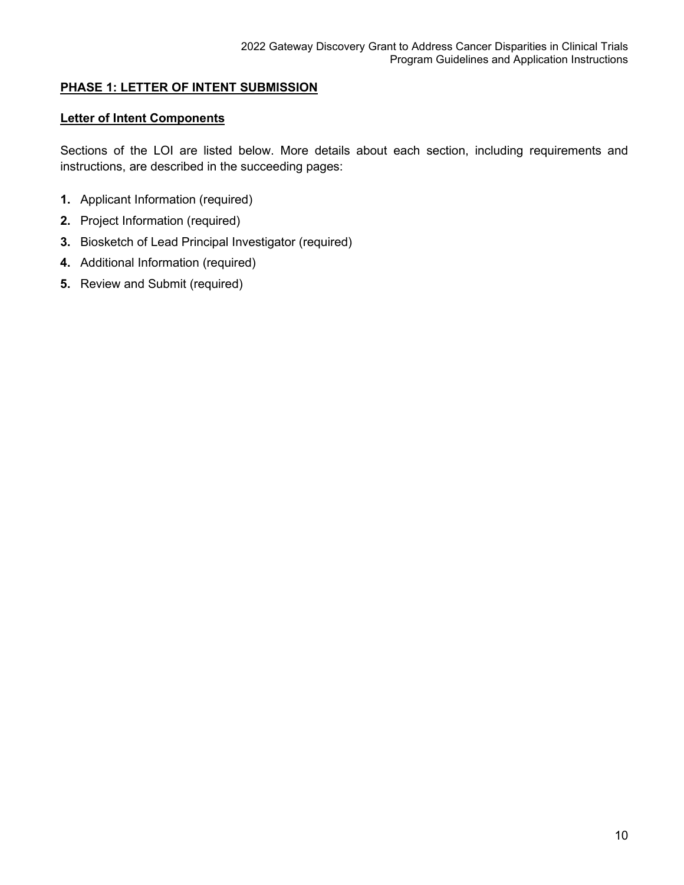## PHASE 1: LETTER OF INTENT SUBMISSION

### Letter of Intent Components

Sections of the LOI are listed below. More details about each section, including requirements and instructions, are described in the succeeding pages:

1. Applicant Information (required)
2. Project Information (required)
3. Biosketch of Lead Principal Investigator (required)
4. Additional Information (required)
5. Review and Submit (required)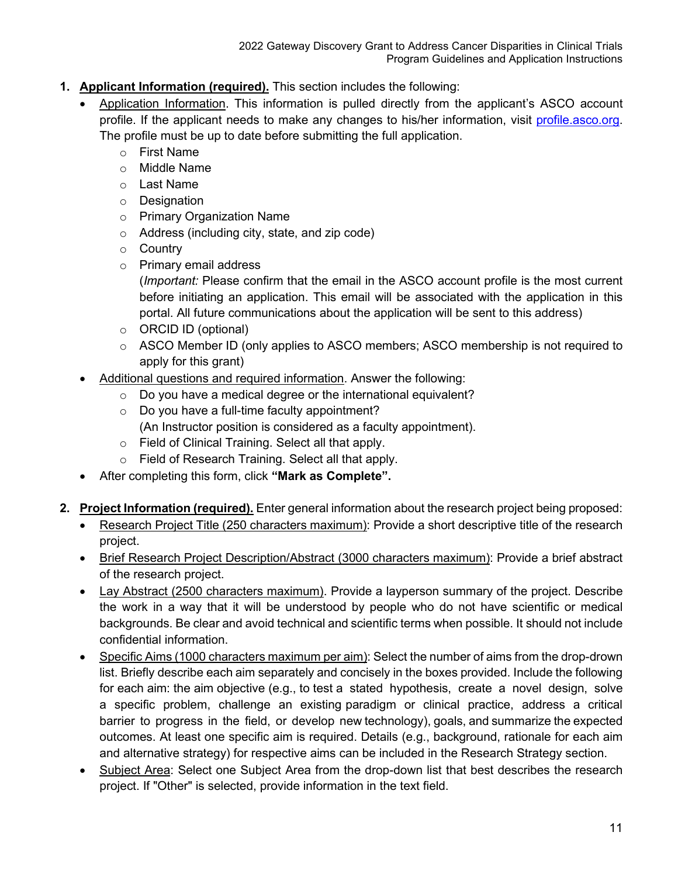1. **Applicant Information (required).** This section includes the following:
   - Application Information. This information is pulled directly from the applicant's ASCO account profile. If the applicant needs to make any changes to his/her information, visit [profile.asco.org](profile.asco.org). The profile must be up to date before submitting the full application.
     - First Name
     - Middle Name
     - Last Name
     - Designation
     - Primary Organization Name
     - Address (including city, state, and zip code)
     - Country
     - Primary email address
       (*Important:* Please confirm that the email in the ASCO account profile is the most current before initiating an application. This email will be associated with the application in this portal. All future communications about the application will be sent to this address)
     - ORCID ID (optional)
     - ASCO Member ID (only applies to ASCO members; ASCO membership is not required to apply for this grant)
   - Additional questions and required information. Answer the following:
     - Do you have a medical degree or the international equivalent?
     - Do you have a full-time faculty appointment?
       (An Instructor position is considered as a faculty appointment).
     - Field of Clinical Training. Select all that apply.
     - Field of Research Training. Select all that apply.
   - After completing this form, click **"Mark as Complete".**

2. **Project Information (required).** Enter general information about the research project being proposed:
   - Research Project Title (250 characters maximum): Provide a short descriptive title of the research project.
   - Brief Research Project Description/Abstract (3000 characters maximum): Provide a brief abstract of the research project.
   - Lay Abstract (2500 characters maximum). Provide a layperson summary of the project. Describe the work in a way that it will be understood by people who do not have scientific or medical backgrounds. Be clear and avoid technical and scientific terms when possible. It should not include confidential information.
   - Specific Aims (1000 characters maximum per aim): Select the number of aims from the drop-drown list. Briefly describe each aim separately and concisely in the boxes provided. Include the following for each aim: the aim objective (e.g., to test a stated hypothesis, create a novel design, solve a specific problem, challenge an existing paradigm or clinical practice, address a critical barrier to progress in the field, or develop new technology), goals, and summarize the expected outcomes. At least one specific aim is required. Details (e.g., background, rationale for each aim and alternative strategy) for respective aims can be included in the Research Strategy section.
   - Subject Area: Select one Subject Area from the drop-down list that best describes the research project. If "Other" is selected, provide information in the text field.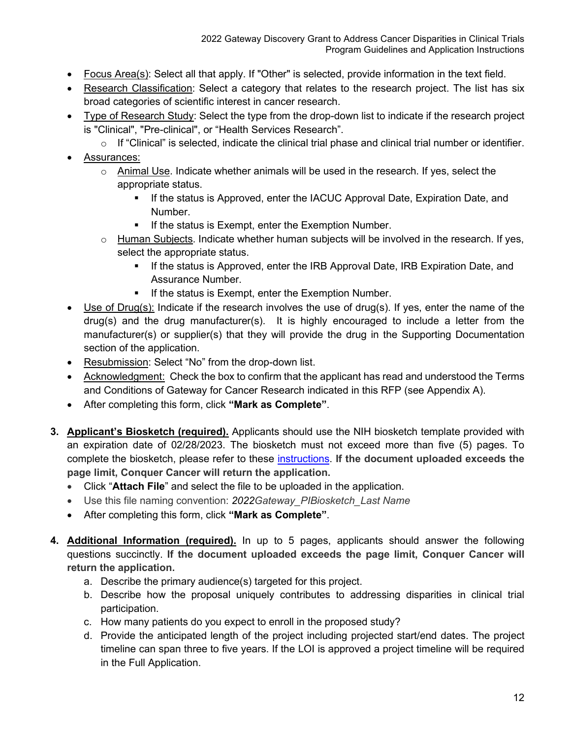- Focus Area(s): Select all that apply. If "Other" is selected, provide information in the text field.
- Research Classification: Select a category that relates to the research project. The list has six broad categories of scientific interest in cancer research.
- Type of Research Study: Select the type from the drop-down list to indicate if the research project is "Clinical", "Pre-clinical", or "Health Services Research".
  - If "Clinical" is selected, indicate the clinical trial phase and clinical trial number or identifier.
- Assurances:
  - Animal Use. Indicate whether animals will be used in the research. If yes, select the appropriate status.
    - If the status is Approved, enter the IACUC Approval Date, Expiration Date, and Number.
    - If the status is Exempt, enter the Exemption Number.
  - Human Subjects. Indicate whether human subjects will be involved in the research. If yes, select the appropriate status.
    - If the status is Approved, enter the IRB Approval Date, IRB Expiration Date, and Assurance Number.
    - If the status is Exempt, enter the Exemption Number.
- Use of Drug(s): Indicate if the research involves the use of drug(s). If yes, enter the name of the drug(s) and the drug manufacturer(s). It is highly encouraged to include a letter from the manufacturer(s) or supplier(s) that they will provide the drug in the Supporting Documentation section of the application.
- Resubmission: Select "No" from the drop-down list.
- Acknowledgment: Check the box to confirm that the applicant has read and understood the Terms and Conditions of Gateway for Cancer Research indicated in this RFP (see Appendix A).
- After completing this form, click **"Mark as Complete"**.

3. **Applicant's Biosketch (required).** Applicants should use the NIH biosketch template provided with an expiration date of 02/28/2023. The biosketch must not exceed more than five (5) pages. To complete the biosketch, please refer to these instructions. **If the document uploaded exceeds the page limit, Conquer Cancer will return the application.**
   - Click "**Attach File**" and select the file to be uploaded in the application.
   - Use this file naming convention: *2022Gateway_PIBiosketch_Last Name*
   - After completing this form, click **"Mark as Complete"**.

4. **Additional Information (required).** In up to 5 pages, applicants should answer the following questions succinctly. **If the document uploaded exceeds the page limit, Conquer Cancer will return the application.**
   a. Describe the primary audience(s) targeted for this project.
   b. Describe how the proposal uniquely contributes to addressing disparities in clinical trial participation.
   c. How many patients do you expect to enroll in the proposed study?
   d. Provide the anticipated length of the project including projected start/end dates. The project timeline can span three to five years. If the LOI is approved a project timeline will be required in the Full Application.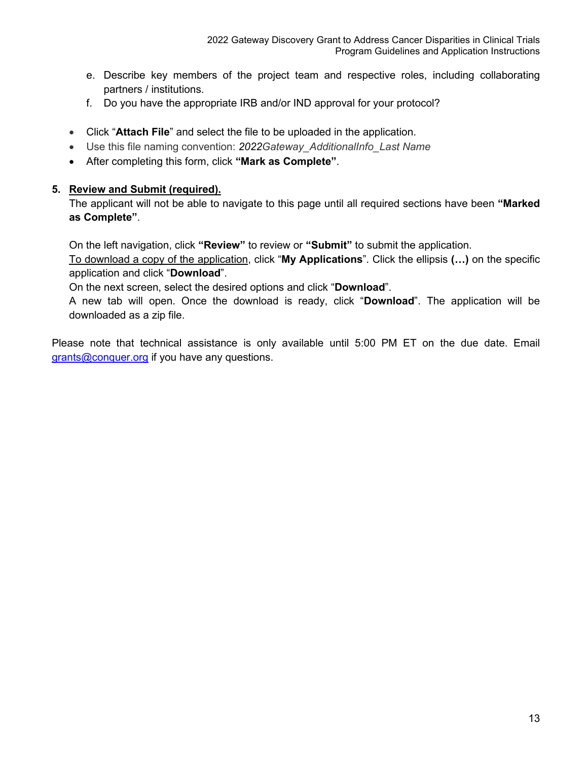e. Describe key members of the project team and respective roles, including collaborating partners / institutions.
f. Do you have the appropriate IRB and/or IND approval for your protocol?

- Click "**Attach File**" and select the file to be uploaded in the application.
- Use this file naming convention: *2022Gateway_AdditionalInfo_Last Name*
- After completing this form, click **"Mark as Complete"**.

**5. <u>Review and Submit (required).</u>**

The applicant will not be able to navigate to this page until all required sections have been **"Marked as Complete"**.

On the left navigation, click **"Review"** to review or **"Submit"** to submit the application.
<u>To download a copy of the application</u>, click "**My Applications**". Click the ellipsis **(…)** on the specific application and click "**Download**".
On the next screen, select the desired options and click "**Download**".
A new tab will open. Once the download is ready, click "**Download**". The application will be downloaded as a zip file.

Please note that technical assistance is only available until 5:00 PM ET on the due date. Email grants@conquer.org if you have any questions.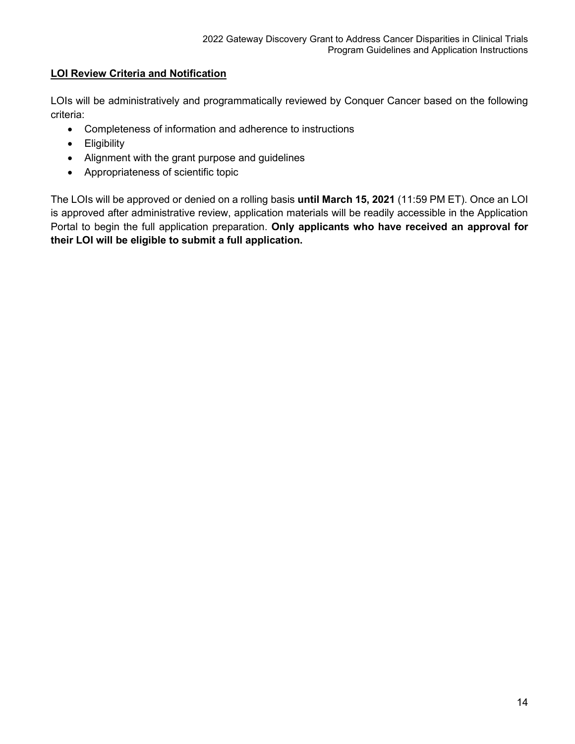## **LOI Review Criteria and Notification**

LOIs will be administratively and programmatically reviewed by Conquer Cancer based on the following criteria:

- Completeness of information and adherence to instructions
- Eligibility
- Alignment with the grant purpose and guidelines
- Appropriateness of scientific topic

The LOIs will be approved or denied on a rolling basis **until March 15, 2021** (11:59 PM ET). Once an LOI is approved after administrative review, application materials will be readily accessible in the Application Portal to begin the full application preparation. **Only applicants who have received an approval for their LOI will be eligible to submit a full application.**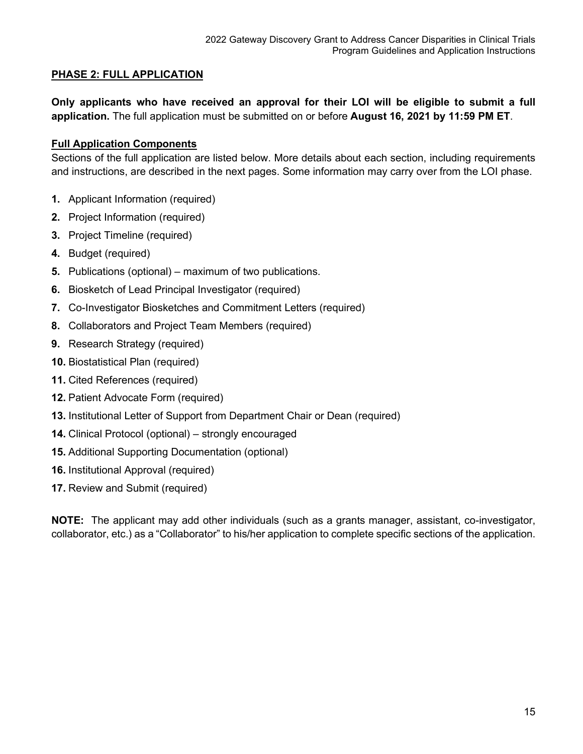## PHASE 2: FULL APPLICATION

**Only applicants who have received an approval for their LOI will be eligible to submit a full application.** The full application must be submitted on or before **August 16, 2021 by 11:59 PM ET**.

### Full Application Components

Sections of the full application are listed below. More details about each section, including requirements and instructions, are described in the next pages. Some information may carry over from the LOI phase.

1. Applicant Information (required)
2. Project Information (required)
3. Project Timeline (required)
4. Budget (required)
5. Publications (optional) – maximum of two publications.
6. Biosketch of Lead Principal Investigator (required)
7. Co-Investigator Biosketches and Commitment Letters (required)
8. Collaborators and Project Team Members (required)
9. Research Strategy (required)
10. Biostatistical Plan (required)
11. Cited References (required)
12. Patient Advocate Form (required)
13. Institutional Letter of Support from Department Chair or Dean (required)
14. Clinical Protocol (optional) – strongly encouraged
15. Additional Supporting Documentation (optional)
16. Institutional Approval (required)
17. Review and Submit (required)

**NOTE:** The applicant may add other individuals (such as a grants manager, assistant, co-investigator, collaborator, etc.) as a "Collaborator" to his/her application to complete specific sections of the application.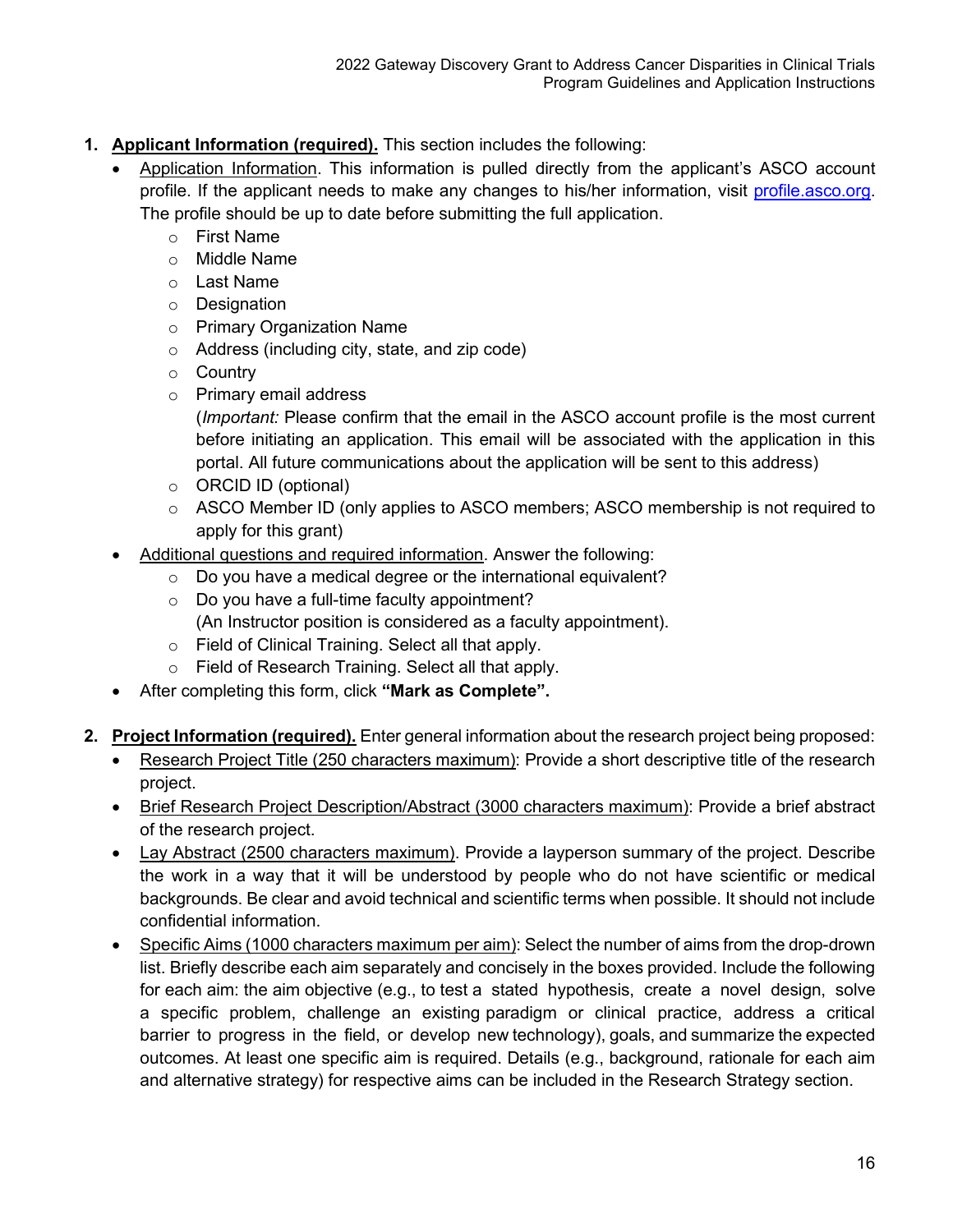1. **Applicant Information (required).** This section includes the following:
   - Application Information. This information is pulled directly from the applicant's ASCO account profile. If the applicant needs to make any changes to his/her information, visit [profile.asco.org](profile.asco.org). The profile should be up to date before submitting the full application.
     - First Name
     - Middle Name
     - Last Name
     - Designation
     - Primary Organization Name
     - Address (including city, state, and zip code)
     - Country
     - Primary email address
       (*Important:* Please confirm that the email in the ASCO account profile is the most current before initiating an application. This email will be associated with the application in this portal. All future communications about the application will be sent to this address)
     - ORCID ID (optional)
     - ASCO Member ID (only applies to ASCO members; ASCO membership is not required to apply for this grant)
   - Additional questions and required information. Answer the following:
     - Do you have a medical degree or the international equivalent?
     - Do you have a full-time faculty appointment?
       (An Instructor position is considered as a faculty appointment).
     - Field of Clinical Training. Select all that apply.
     - Field of Research Training. Select all that apply.
   - After completing this form, click **"Mark as Complete".**

2. **Project Information (required).** Enter general information about the research project being proposed:
   - Research Project Title (250 characters maximum): Provide a short descriptive title of the research project.
   - Brief Research Project Description/Abstract (3000 characters maximum): Provide a brief abstract of the research project.
   - Lay Abstract (2500 characters maximum). Provide a layperson summary of the project. Describe the work in a way that it will be understood by people who do not have scientific or medical backgrounds. Be clear and avoid technical and scientific terms when possible. It should not include confidential information.
   - Specific Aims (1000 characters maximum per aim): Select the number of aims from the drop-down list. Briefly describe each aim separately and concisely in the boxes provided. Include the following for each aim: the aim objective (e.g., to test a stated hypothesis, create a novel design, solve a specific problem, challenge an existing paradigm or clinical practice, address a critical barrier to progress in the field, or develop new technology), goals, and summarize the expected outcomes. At least one specific aim is required. Details (e.g., background, rationale for each aim and alternative strategy) for respective aims can be included in the Research Strategy section.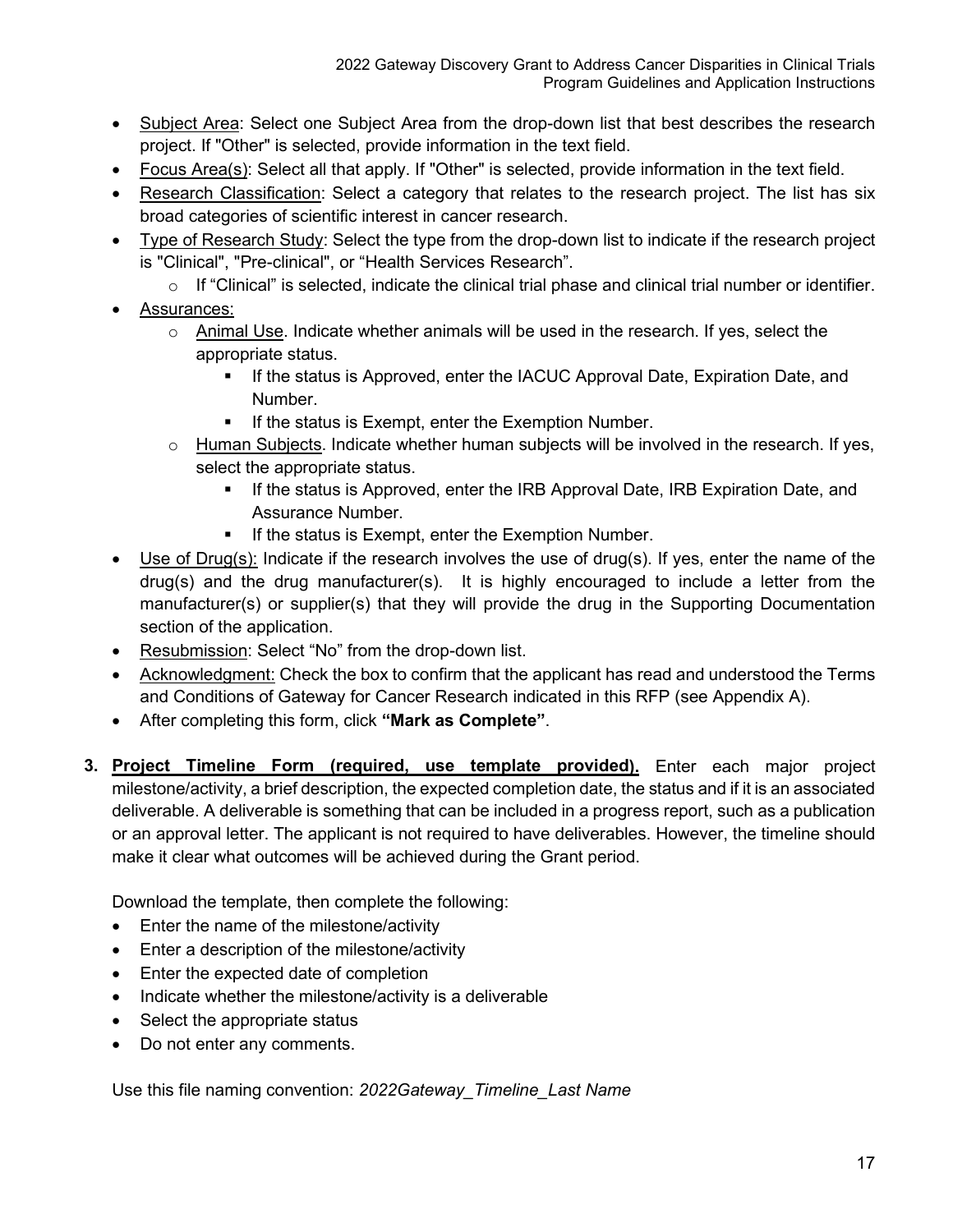- Subject Area: Select one Subject Area from the drop-down list that best describes the research project. If "Other" is selected, provide information in the text field.
- Focus Area(s): Select all that apply. If "Other" is selected, provide information in the text field.
- Research Classification: Select a category that relates to the research project. The list has six broad categories of scientific interest in cancer research.
- Type of Research Study: Select the type from the drop-down list to indicate if the research project is "Clinical", "Pre-clinical", or "Health Services Research".
    - If "Clinical" is selected, indicate the clinical trial phase and clinical trial number or identifier.
- Assurances:
    - Animal Use. Indicate whether animals will be used in the research. If yes, select the appropriate status.
        - If the status is Approved, enter the IACUC Approval Date, Expiration Date, and Number.
        - If the status is Exempt, enter the Exemption Number.
    - Human Subjects. Indicate whether human subjects will be involved in the research. If yes, select the appropriate status.
        - If the status is Approved, enter the IRB Approval Date, IRB Expiration Date, and Assurance Number.
        - If the status is Exempt, enter the Exemption Number.
- Use of Drug(s): Indicate if the research involves the use of drug(s). If yes, enter the name of the drug(s) and the drug manufacturer(s). It is highly encouraged to include a letter from the manufacturer(s) or supplier(s) that they will provide the drug in the Supporting Documentation section of the application.
- Resubmission: Select "No" from the drop-down list.
- Acknowledgment: Check the box to confirm that the applicant has read and understood the Terms and Conditions of Gateway for Cancer Research indicated in this RFP (see Appendix A).
- After completing this form, click **"Mark as Complete"**.

3. **Project Timeline Form (required, use template provided).** Enter each major project milestone/activity, a brief description, the expected completion date, the status and if it is an associated deliverable. A deliverable is something that can be included in a progress report, such as a publication or an approval letter. The applicant is not required to have deliverables. However, the timeline should make it clear what outcomes will be achieved during the Grant period.

   Download the template, then complete the following:
   - Enter the name of the milestone/activity
   - Enter a description of the milestone/activity
   - Enter the expected date of completion
   - Indicate whether the milestone/activity is a deliverable
   - Select the appropriate status
   - Do not enter any comments.

   Use this file naming convention: *2022Gateway_Timeline_Last Name*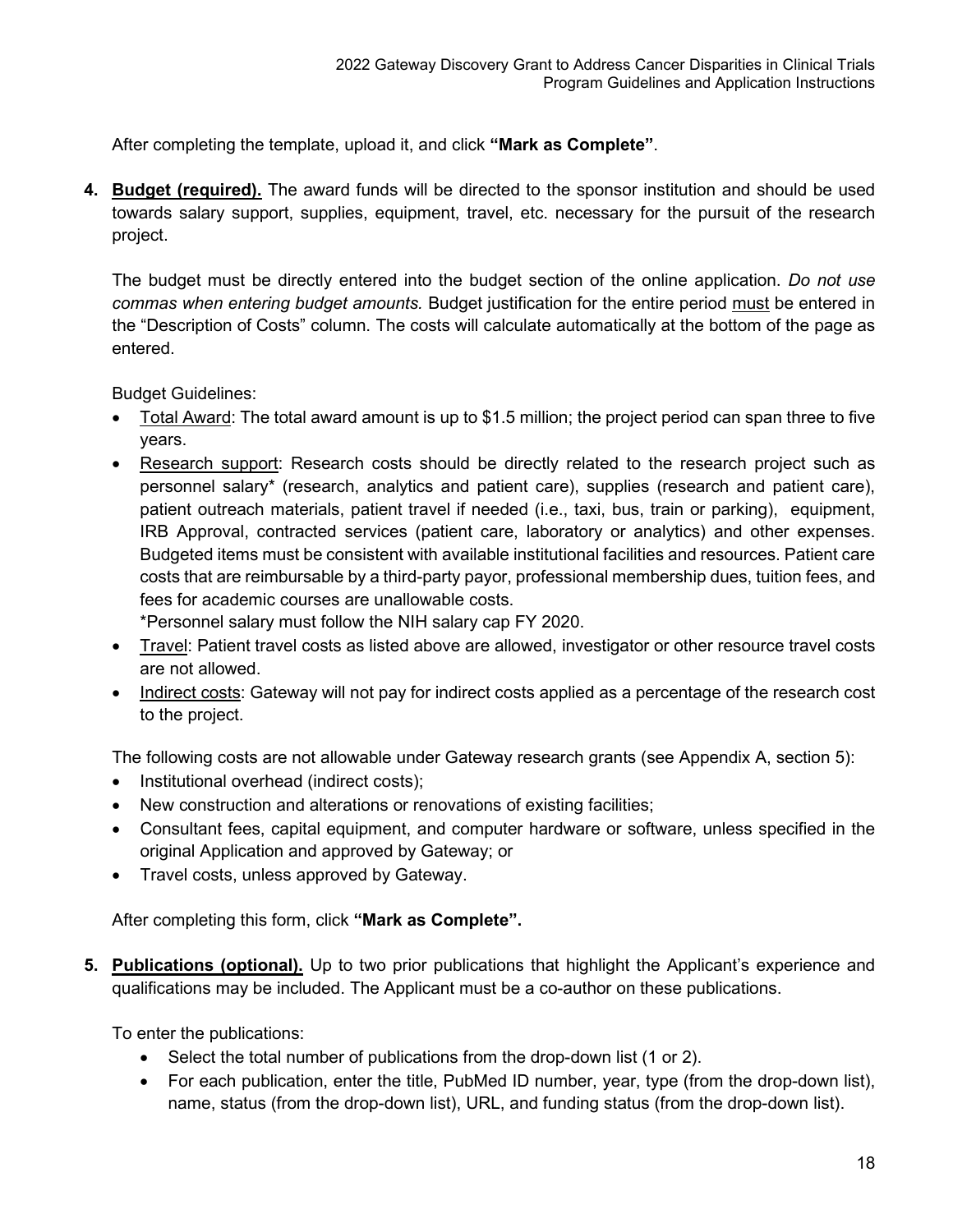After completing the template, upload it, and click **“Mark as Complete”**.

4. **<u>Budget (required).</u>** The award funds will be directed to the sponsor institution and should be used towards salary support, supplies, equipment, travel, etc. necessary for the pursuit of the research project.

   The budget must be directly entered into the budget section of the online application. *Do not use commas when entering budget amounts.* Budget justification for the entire period <u>must</u> be entered in the “Description of Costs” column. The costs will calculate automatically at the bottom of the page as entered.

   Budget Guidelines:

   - <u>Total Award</u>: The total award amount is up to $1.5 million; the project period can span three to five years.
   - <u>Research support</u>: Research costs should be directly related to the research project such as personnel salary* (research, analytics and patient care), supplies (research and patient care), patient outreach materials, patient travel if needed (i.e., taxi, bus, train or parking), equipment, IRB Approval, contracted services (patient care, laboratory or analytics) and other expenses. Budgeted items must be consistent with available institutional facilities and resources. Patient care costs that are reimbursable by a third-party payor, professional membership dues, tuition fees, and fees for academic courses are unallowable costs.
     *Personnel salary must follow the NIH salary cap FY 2020.
   - <u>Travel</u>: Patient travel costs as listed above are allowed, investigator or other resource travel costs are not allowed.
   - <u>Indirect costs</u>: Gateway will not pay for indirect costs applied as a percentage of the research cost to the project.

   The following costs are not allowable under Gateway research grants (see Appendix A, section 5):

   - Institutional overhead (indirect costs);
   - New construction and alterations or renovations of existing facilities;
   - Consultant fees, capital equipment, and computer hardware or software, unless specified in the original Application and approved by Gateway; or
   - Travel costs, unless approved by Gateway.

   After completing this form, click **“Mark as Complete”.**

5. **<u>Publications (optional).</u>** Up to two prior publications that highlight the Applicant’s experience and qualifications may be included. The Applicant must be a co-author on these publications.

   To enter the publications:

   - Select the total number of publications from the drop-down list (1 or 2).
   - For each publication, enter the title, PubMed ID number, year, type (from the drop-down list), name, status (from the drop-down list), URL, and funding status (from the drop-down list).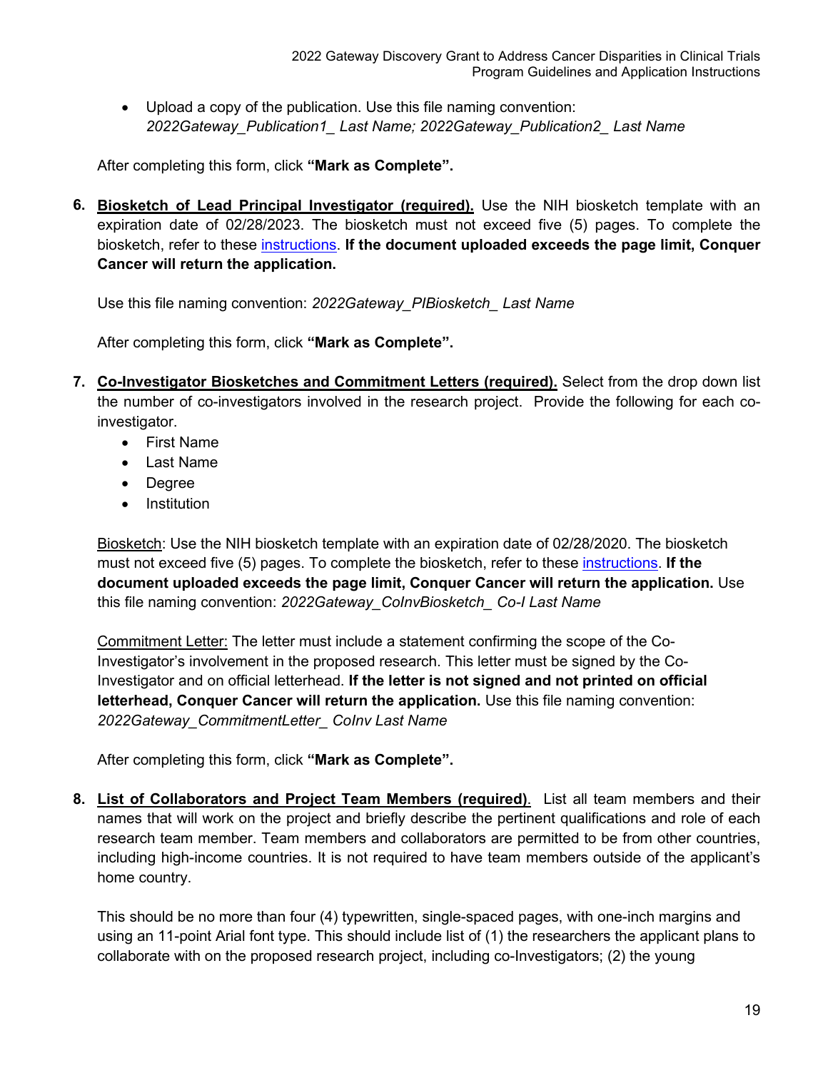- Upload a copy of the publication. Use this file naming convention: *2022Gateway_Publication1_ Last Name; 2022Gateway_Publication2_ Last Name*

After completing this form, click **"Mark as Complete".**

6. **Biosketch of Lead Principal Investigator (required).** Use the NIH biosketch template with an expiration date of 02/28/2023. The biosketch must not exceed five (5) pages. To complete the biosketch, refer to these instructions. **If the document uploaded exceeds the page limit, Conquer Cancer will return the application.**

   Use this file naming convention: *2022Gateway_PIBiosketch_ Last Name*

   After completing this form, click **"Mark as Complete".**

7. **Co-Investigator Biosketches and Commitment Letters (required).** Select from the drop down list the number of co-investigators involved in the research project. Provide the following for each co-investigator.
   - First Name
   - Last Name
   - Degree
   - Institution

   Biosketch: Use the NIH biosketch template with an expiration date of 02/28/2020. The biosketch must not exceed five (5) pages. To complete the biosketch, refer to these instructions. **If the document uploaded exceeds the page limit, Conquer Cancer will return the application.** Use this file naming convention: *2022Gateway_CoInvBiosketch_ Co-I Last Name*

   Commitment Letter: The letter must include a statement confirming the scope of the Co-Investigator's involvement in the proposed research. This letter must be signed by the Co-Investigator and on official letterhead. **If the letter is not signed and not printed on official letterhead, Conquer Cancer will return the application.** Use this file naming convention: *2022Gateway_CommitmentLetter_ CoInv Last Name*

   After completing this form, click **"Mark as Complete".**

8. **List of Collaborators and Project Team Members (required).** List all team members and their names that will work on the project and briefly describe the pertinent qualifications and role of each research team member. Team members and collaborators are permitted to be from other countries, including high-income countries. It is not required to have team members outside of the applicant's home country.

   This should be no more than four (4) typewritten, single-spaced pages, with one-inch margins and using an 11-point Arial font type. This should include list of (1) the researchers the applicant plans to collaborate with on the proposed research project, including co-Investigators; (2) the young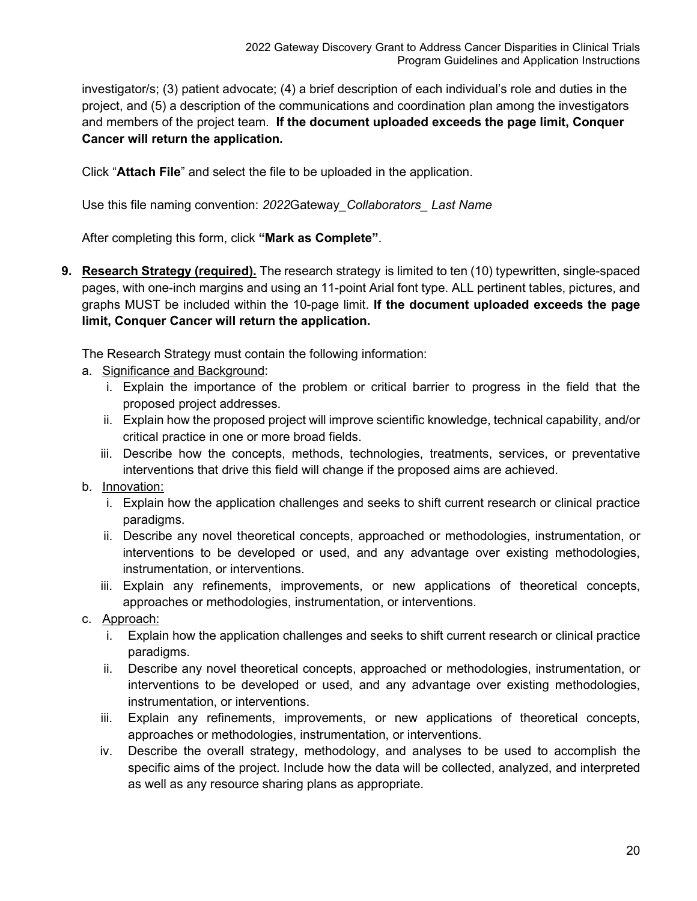investigator/s; (3) patient advocate; (4) a brief description of each individual's role and duties in the project, and (5) a description of the communications and coordination plan among the investigators and members of the project team. **If the document uploaded exceeds the page limit, Conquer Cancer will return the application.**

Click "**Attach File**" and select the file to be uploaded in the application.

Use this file naming convention: *2022*Gateway_*Collaborators_ Last Name*

After completing this form, click **"Mark as Complete"**.

9. **Research Strategy (required).** The research strategy is limited to ten (10) typewritten, single-spaced pages, with one-inch margins and using an 11-point Arial font type. ALL pertinent tables, pictures, and graphs MUST be included within the 10-page limit. **If the document uploaded exceeds the page limit, Conquer Cancer will return the application.**

   The Research Strategy must contain the following information:

   a. Significance and Background:
      i. Explain the importance of the problem or critical barrier to progress in the field that the proposed project addresses.
      ii. Explain how the proposed project will improve scientific knowledge, technical capability, and/or critical practice in one or more broad fields.
      iii. Describe how the concepts, methods, technologies, treatments, services, or preventative interventions that drive this field will change if the proposed aims are achieved.
   b. Innovation:
      i. Explain how the application challenges and seeks to shift current research or clinical practice paradigms.
      ii. Describe any novel theoretical concepts, approached or methodologies, instrumentation, or interventions to be developed or used, and any advantage over existing methodologies, instrumentation, or interventions.
      iii. Explain any refinements, improvements, or new applications of theoretical concepts, approaches or methodologies, instrumentation, or interventions.
   c. Approach:
      i. Explain how the application challenges and seeks to shift current research or clinical practice paradigms.
      ii. Describe any novel theoretical concepts, approached or methodologies, instrumentation, or interventions to be developed or used, and any advantage over existing methodologies, instrumentation, or interventions.
      iii. Explain any refinements, improvements, or new applications of theoretical concepts, approaches or methodologies, instrumentation, or interventions.
      iv. Describe the overall strategy, methodology, and analyses to be used to accomplish the specific aims of the project. Include how the data will be collected, analyzed, and interpreted as well as any resource sharing plans as appropriate.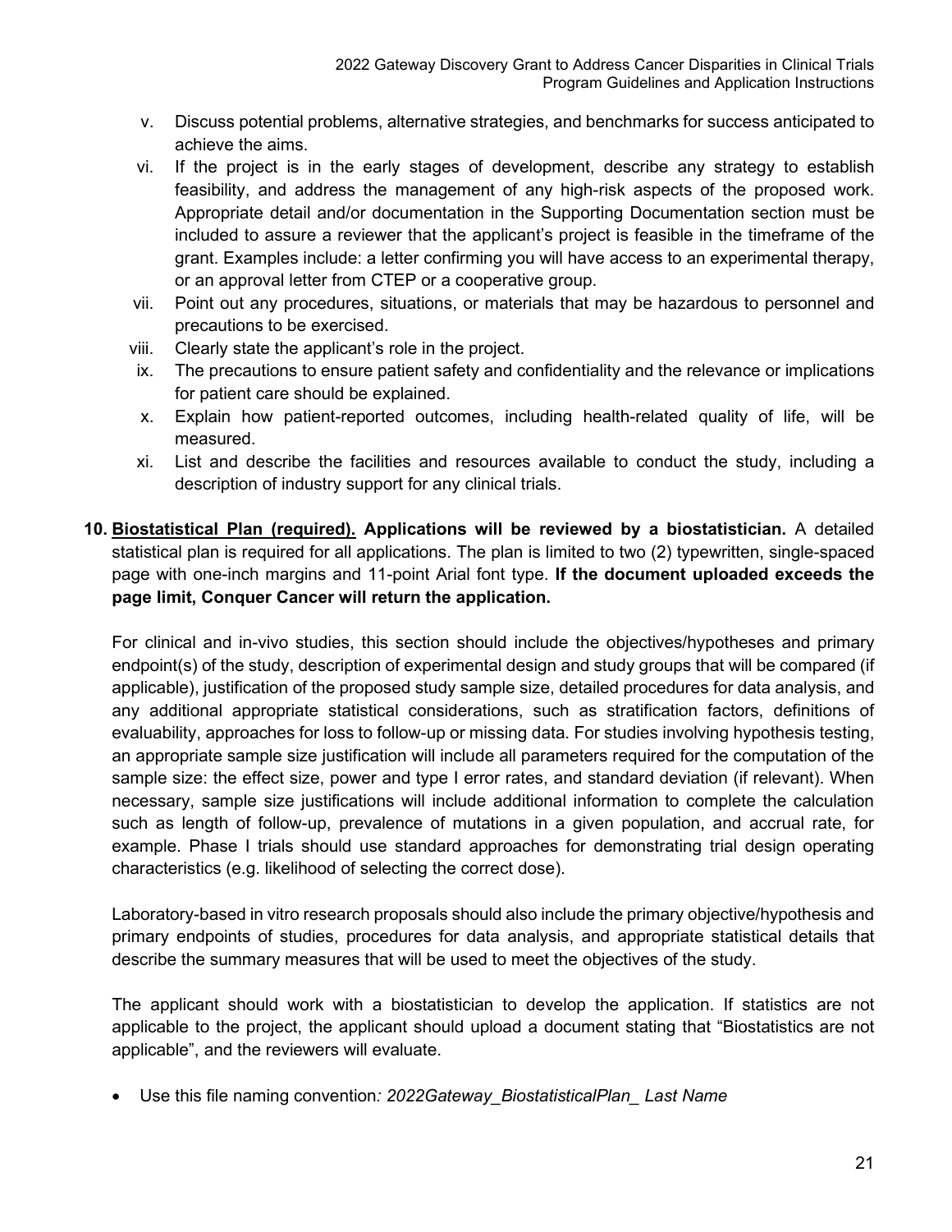v. Discuss potential problems, alternative strategies, and benchmarks for success anticipated to achieve the aims.

vi. If the project is in the early stages of development, describe any strategy to establish feasibility, and address the management of any high-risk aspects of the proposed work. Appropriate detail and/or documentation in the Supporting Documentation section must be included to assure a reviewer that the applicant's project is feasible in the timeframe of the grant. Examples include: a letter confirming you will have access to an experimental therapy, or an approval letter from CTEP or a cooperative group.

vii. Point out any procedures, situations, or materials that may be hazardous to personnel and precautions to be exercised.

viii. Clearly state the applicant's role in the project.

ix. The precautions to ensure patient safety and confidentiality and the relevance or implications for patient care should be explained.

x. Explain how patient-reported outcomes, including health-related quality of life, will be measured.

xi. List and describe the facilities and resources available to conduct the study, including a description of industry support for any clinical trials.

**10. <u>Biostatistical Plan (required).</u> Applications will be reviewed by a biostatistician.** A detailed statistical plan is required for all applications. The plan is limited to two (2) typewritten, single-spaced page with one-inch margins and 11-point Arial font type. **If the document uploaded exceeds the page limit, Conquer Cancer will return the application.**

For clinical and in-vivo studies, this section should include the objectives/hypotheses and primary endpoint(s) of the study, description of experimental design and study groups that will be compared (if applicable), justification of the proposed study sample size, detailed procedures for data analysis, and any additional appropriate statistical considerations, such as stratification factors, definitions of evaluability, approaches for loss to follow-up or missing data. For studies involving hypothesis testing, an appropriate sample size justification will include all parameters required for the computation of the sample size: the effect size, power and type I error rates, and standard deviation (if relevant). When necessary, sample size justifications will include additional information to complete the calculation such as length of follow-up, prevalence of mutations in a given population, and accrual rate, for example. Phase I trials should use standard approaches for demonstrating trial design operating characteristics (e.g. likelihood of selecting the correct dose).

Laboratory-based in vitro research proposals should also include the primary objective/hypothesis and primary endpoints of studies, procedures for data analysis, and appropriate statistical details that describe the summary measures that will be used to meet the objectives of the study.

The applicant should work with a biostatistician to develop the application. If statistics are not applicable to the project, the applicant should upload a document stating that "Biostatistics are not applicable", and the reviewers will evaluate.

- Use this file naming convention*: 2022Gateway_BiostatisticalPlan_ Last Name*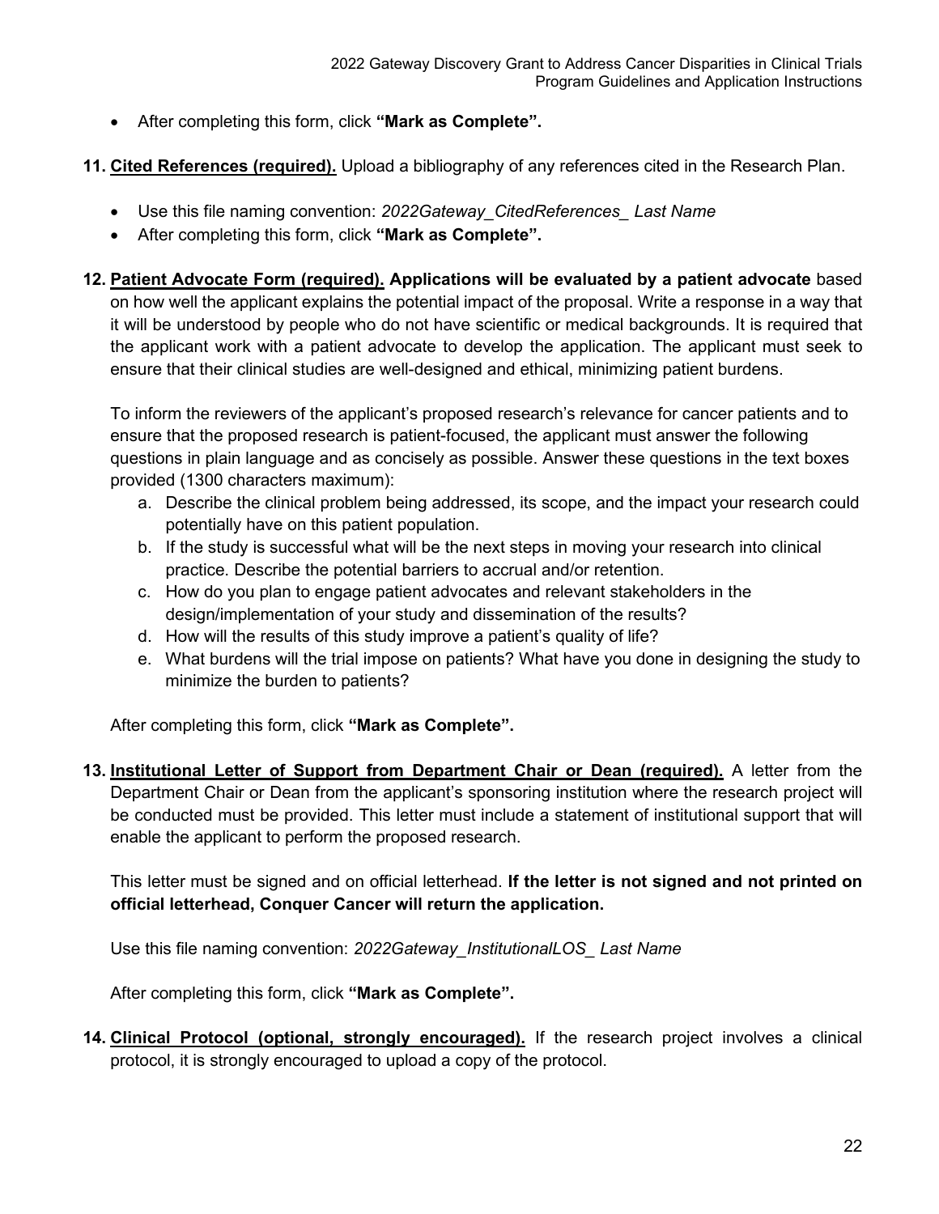- After completing this form, click **"Mark as Complete".**

11. **Cited References (required).** Upload a bibliography of any references cited in the Research Plan.

    - Use this file naming convention: *2022Gateway_CitedReferences_ Last Name*
    - After completing this form, click **"Mark as Complete".**

12. **Patient Advocate Form (required). Applications will be evaluated by a patient advocate** based on how well the applicant explains the potential impact of the proposal. Write a response in a way that it will be understood by people who do not have scientific or medical backgrounds. It is required that the applicant work with a patient advocate to develop the application. The applicant must seek to ensure that their clinical studies are well-designed and ethical, minimizing patient burdens.

    To inform the reviewers of the applicant's proposed research's relevance for cancer patients and to ensure that the proposed research is patient-focused, the applicant must answer the following questions in plain language and as concisely as possible. Answer these questions in the text boxes provided (1300 characters maximum):

    a. Describe the clinical problem being addressed, its scope, and the impact your research could potentially have on this patient population.
    b. If the study is successful what will be the next steps in moving your research into clinical practice. Describe the potential barriers to accrual and/or retention.
    c. How do you plan to engage patient advocates and relevant stakeholders in the design/implementation of your study and dissemination of the results?
    d. How will the results of this study improve a patient's quality of life?
    e. What burdens will the trial impose on patients? What have you done in designing the study to minimize the burden to patients?

    After completing this form, click **"Mark as Complete".**

13. **Institutional Letter of Support from Department Chair or Dean (required).** A letter from the Department Chair or Dean from the applicant's sponsoring institution where the research project will be conducted must be provided. This letter must include a statement of institutional support that will enable the applicant to perform the proposed research.

    This letter must be signed and on official letterhead. **If the letter is not signed and not printed on official letterhead, Conquer Cancer will return the application.**

    Use this file naming convention: *2022Gateway_InstitutionalLOS_ Last Name*

    After completing this form, click **"Mark as Complete".**

14. **Clinical Protocol (optional, strongly encouraged).** If the research project involves a clinical protocol, it is strongly encouraged to upload a copy of the protocol.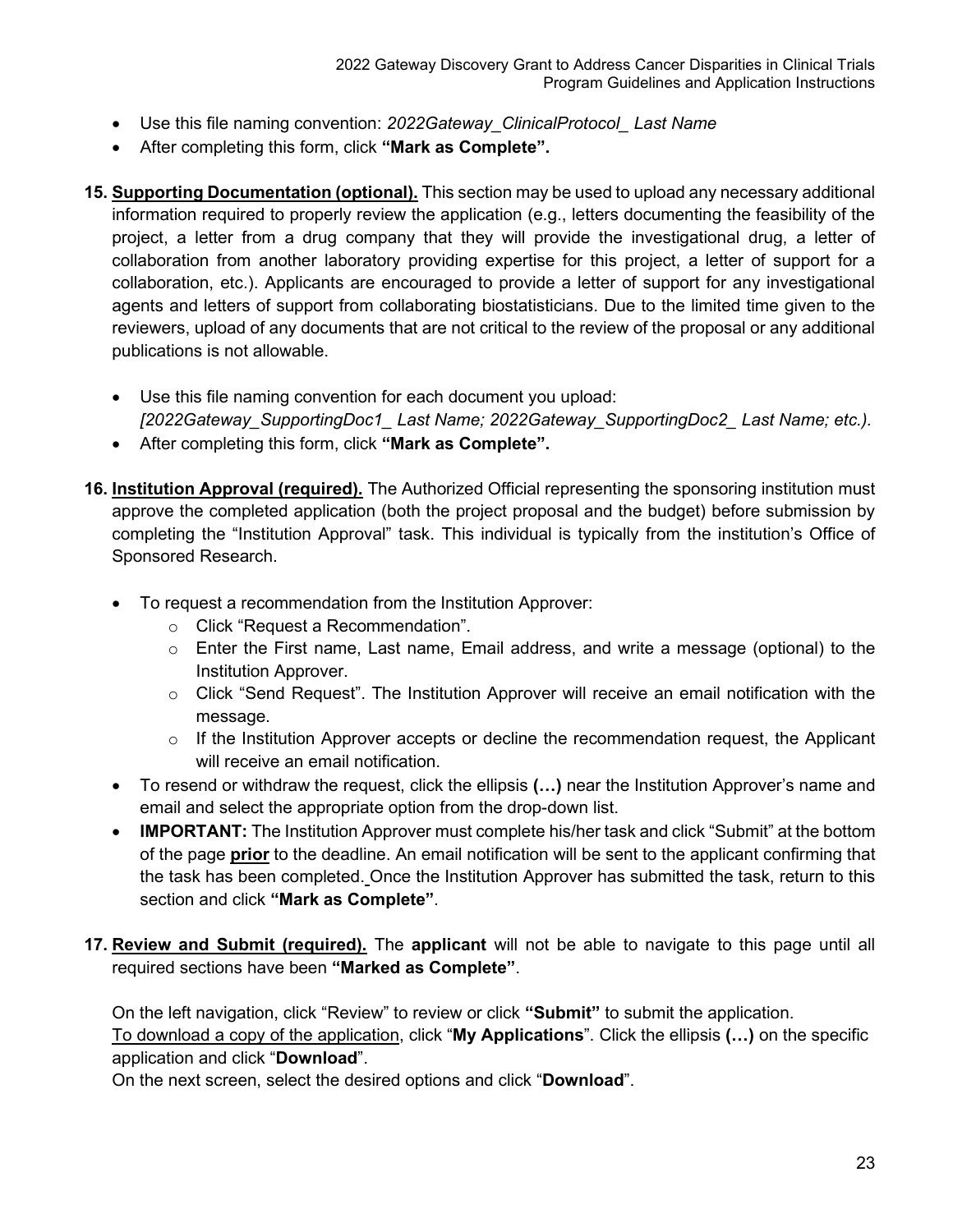- Use this file naming convention: *2022Gateway_ClinicalProtocol_ Last Name*
- After completing this form, click **"Mark as Complete".**

15. **Supporting Documentation (optional).** This section may be used to upload any necessary additional information required to properly review the application (e.g., letters documenting the feasibility of the project, a letter from a drug company that they will provide the investigational drug, a letter of collaboration from another laboratory providing expertise for this project, a letter of support for a collaboration, etc.). Applicants are encouraged to provide a letter of support for any investigational agents and letters of support from collaborating biostatisticians. Due to the limited time given to the reviewers, upload of any documents that are not critical to the review of the proposal or any additional publications is not allowable.

    - Use this file naming convention for each document you upload: *[2022Gateway_SupportingDoc1_ Last Name; 2022Gateway_SupportingDoc2_ Last Name; etc.).*
    - After completing this form, click **"Mark as Complete".**

16. **Institution Approval (required).** The Authorized Official representing the sponsoring institution must approve the completed application (both the project proposal and the budget) before submission by completing the "Institution Approval" task. This individual is typically from the institution's Office of Sponsored Research.

    - To request a recommendation from the Institution Approver:
        - Click "Request a Recommendation".
        - Enter the First name, Last name, Email address, and write a message (optional) to the Institution Approver.
        - Click "Send Request". The Institution Approver will receive an email notification with the message.
        - If the Institution Approver accepts or decline the recommendation request, the Applicant will receive an email notification.
    - To resend or withdraw the request, click the ellipsis **(…)** near the Institution Approver's name and email and select the appropriate option from the drop-down list.
    - **IMPORTANT:** The Institution Approver must complete his/her task and click "Submit" at the bottom of the page **prior** to the deadline. An email notification will be sent to the applicant confirming that the task has been completed. Once the Institution Approver has submitted the task, return to this section and click **"Mark as Complete"**.

17. **Review and Submit (required).** The **applicant** will not be able to navigate to this page until all required sections have been **"Marked as Complete"**.

    On the left navigation, click "Review" to review or click **"Submit"** to submit the application.
    To download a copy of the application, click "**My Applications**". Click the ellipsis **(…)** on the specific application and click "**Download**".
    On the next screen, select the desired options and click "**Download**".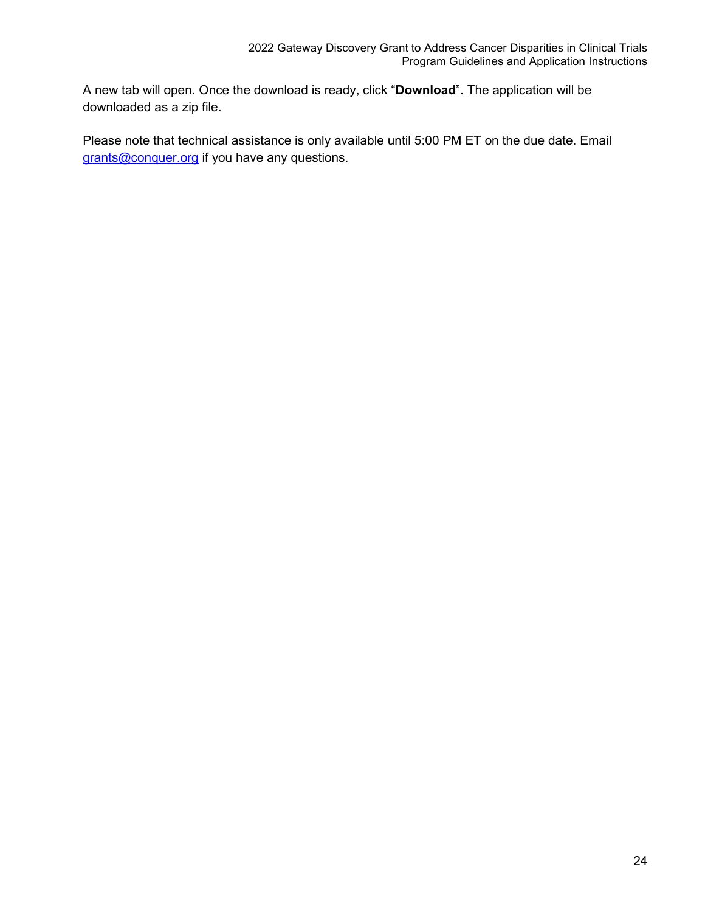A new tab will open. Once the download is ready, click “**Download**”. The application will be downloaded as a zip file.

Please note that technical assistance is only available until 5:00 PM ET on the due date. Email grants@conquer.org if you have any questions.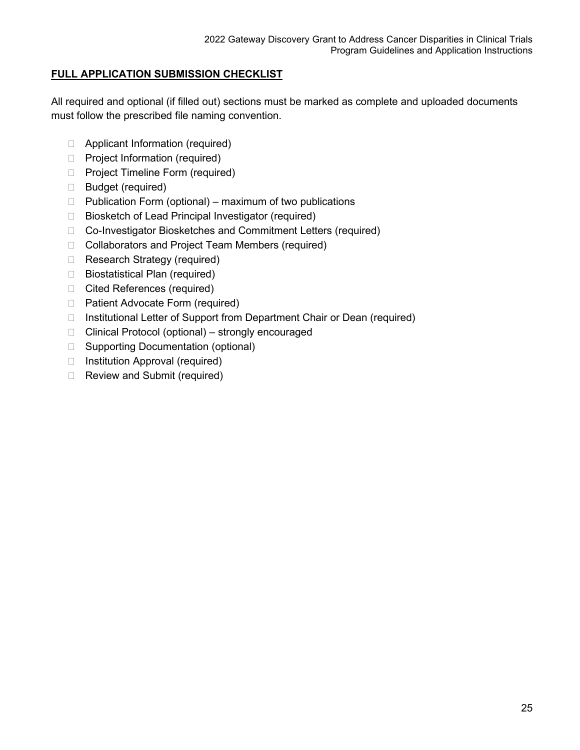## FULL APPLICATION SUBMISSION CHECKLIST

All required and optional (if filled out) sections must be marked as complete and uploaded documents must follow the prescribed file naming convention.

- [ ] Applicant Information (required)
- [ ] Project Information (required)
- [ ] Project Timeline Form (required)
- [ ] Budget (required)
- [ ] Publication Form (optional) – maximum of two publications
- [ ] Biosketch of Lead Principal Investigator (required)
- [ ] Co-Investigator Biosketches and Commitment Letters (required)
- [ ] Collaborators and Project Team Members (required)
- [ ] Research Strategy (required)
- [ ] Biostatistical Plan (required)
- [ ] Cited References (required)
- [ ] Patient Advocate Form (required)
- [ ] Institutional Letter of Support from Department Chair or Dean (required)
- [ ] Clinical Protocol (optional) – strongly encouraged
- [ ] Supporting Documentation (optional)
- [ ] Institution Approval (required)
- [ ] Review and Submit (required)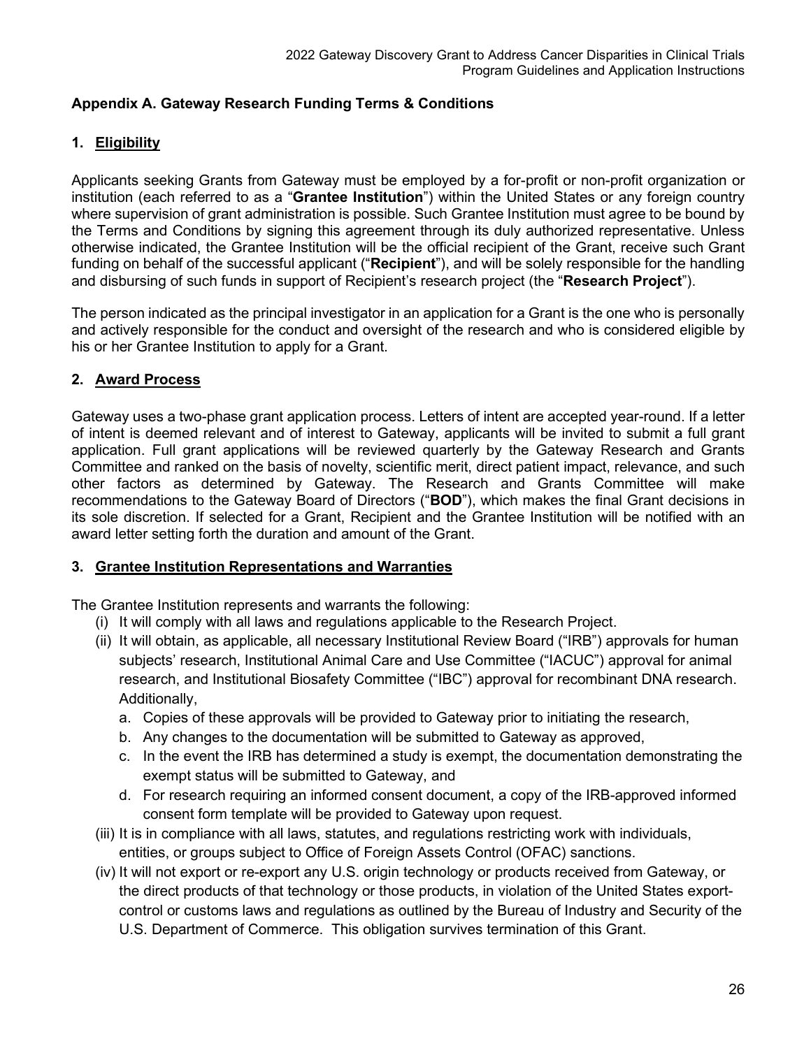## Appendix A. Gateway Research Funding Terms & Conditions

### 1. Eligibility

Applicants seeking Grants from Gateway must be employed by a for-profit or non-profit organization or institution (each referred to as a "**Grantee Institution**") within the United States or any foreign country where supervision of grant administration is possible. Such Grantee Institution must agree to be bound by the Terms and Conditions by signing this agreement through its duly authorized representative. Unless otherwise indicated, the Grantee Institution will be the official recipient of the Grant, receive such Grant funding on behalf of the successful applicant ("**Recipient**"), and will be solely responsible for the handling and disbursing of such funds in support of Recipient's research project (the "**Research Project**").

The person indicated as the principal investigator in an application for a Grant is the one who is personally and actively responsible for the conduct and oversight of the research and who is considered eligible by his or her Grantee Institution to apply for a Grant.

### 2. Award Process

Gateway uses a two-phase grant application process. Letters of intent are accepted year-round. If a letter of intent is deemed relevant and of interest to Gateway, applicants will be invited to submit a full grant application. Full grant applications will be reviewed quarterly by the Gateway Research and Grants Committee and ranked on the basis of novelty, scientific merit, direct patient impact, relevance, and such other factors as determined by Gateway. The Research and Grants Committee will make recommendations to the Gateway Board of Directors ("**BOD**"), which makes the final Grant decisions in its sole discretion. If selected for a Grant, Recipient and the Grantee Institution will be notified with an award letter setting forth the duration and amount of the Grant.

### 3. Grantee Institution Representations and Warranties

The Grantee Institution represents and warrants the following:

(i) It will comply with all laws and regulations applicable to the Research Project.

(ii) It will obtain, as applicable, all necessary Institutional Review Board ("IRB") approvals for human subjects' research, Institutional Animal Care and Use Committee ("IACUC") approval for animal research, and Institutional Biosafety Committee ("IBC") approval for recombinant DNA research. Additionally,

   a. Copies of these approvals will be provided to Gateway prior to initiating the research,
   b. Any changes to the documentation will be submitted to Gateway as approved,
   c. In the event the IRB has determined a study is exempt, the documentation demonstrating the exempt status will be submitted to Gateway, and
   d. For research requiring an informed consent document, a copy of the IRB-approved informed consent form template will be provided to Gateway upon request.

(iii) It is in compliance with all laws, statutes, and regulations restricting work with individuals, entities, or groups subject to Office of Foreign Assets Control (OFAC) sanctions.

(iv) It will not export or re-export any U.S. origin technology or products received from Gateway, or the direct products of that technology or those products, in violation of the United States export-control or customs laws and regulations as outlined by the Bureau of Industry and Security of the U.S. Department of Commerce. This obligation survives termination of this Grant.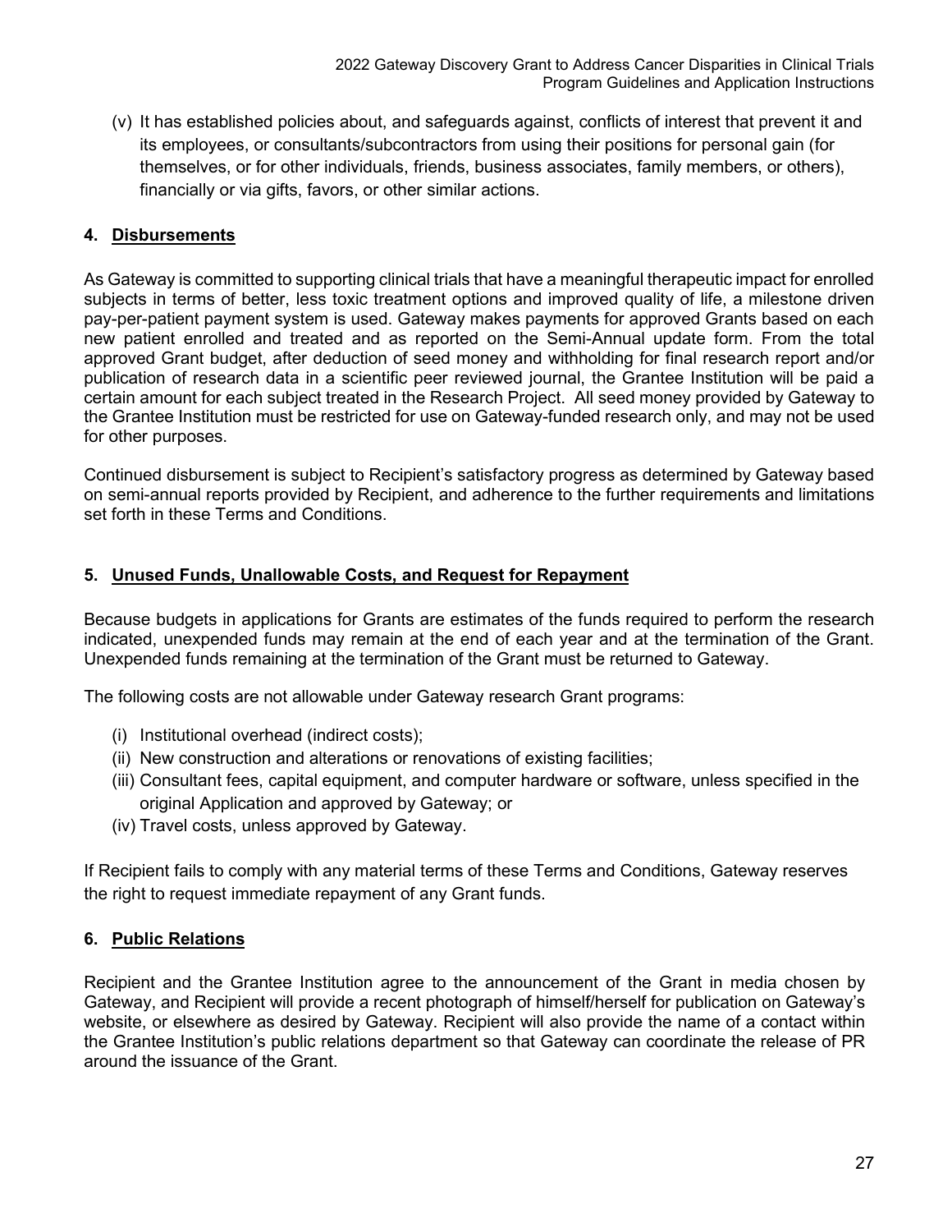(v) It has established policies about, and safeguards against, conflicts of interest that prevent it and its employees, or consultants/subcontractors from using their positions for personal gain (for themselves, or for other individuals, friends, business associates, family members, or others), financially or via gifts, favors, or other similar actions.

### 4. <u>Disbursements</u>

As Gateway is committed to supporting clinical trials that have a meaningful therapeutic impact for enrolled subjects in terms of better, less toxic treatment options and improved quality of life, a milestone driven pay-per-patient payment system is used. Gateway makes payments for approved Grants based on each new patient enrolled and treated and as reported on the Semi-Annual update form. From the total approved Grant budget, after deduction of seed money and withholding for final research report and/or publication of research data in a scientific peer reviewed journal, the Grantee Institution will be paid a certain amount for each subject treated in the Research Project. All seed money provided by Gateway to the Grantee Institution must be restricted for use on Gateway-funded research only, and may not be used for other purposes.

Continued disbursement is subject to Recipient's satisfactory progress as determined by Gateway based on semi-annual reports provided by Recipient, and adherence to the further requirements and limitations set forth in these Terms and Conditions.

### 5. <u>Unused Funds, Unallowable Costs, and Request for Repayment</u>

Because budgets in applications for Grants are estimates of the funds required to perform the research indicated, unexpended funds may remain at the end of each year and at the termination of the Grant. Unexpended funds remaining at the termination of the Grant must be returned to Gateway.

The following costs are not allowable under Gateway research Grant programs:

(i) Institutional overhead (indirect costs);
(ii) New construction and alterations or renovations of existing facilities;
(iii) Consultant fees, capital equipment, and computer hardware or software, unless specified in the original Application and approved by Gateway; or
(iv) Travel costs, unless approved by Gateway.

If Recipient fails to comply with any material terms of these Terms and Conditions, Gateway reserves the right to request immediate repayment of any Grant funds.

### 6. <u>Public Relations</u>

Recipient and the Grantee Institution agree to the announcement of the Grant in media chosen by Gateway, and Recipient will provide a recent photograph of himself/herself for publication on Gateway's website, or elsewhere as desired by Gateway. Recipient will also provide the name of a contact within the Grantee Institution's public relations department so that Gateway can coordinate the release of PR around the issuance of the Grant.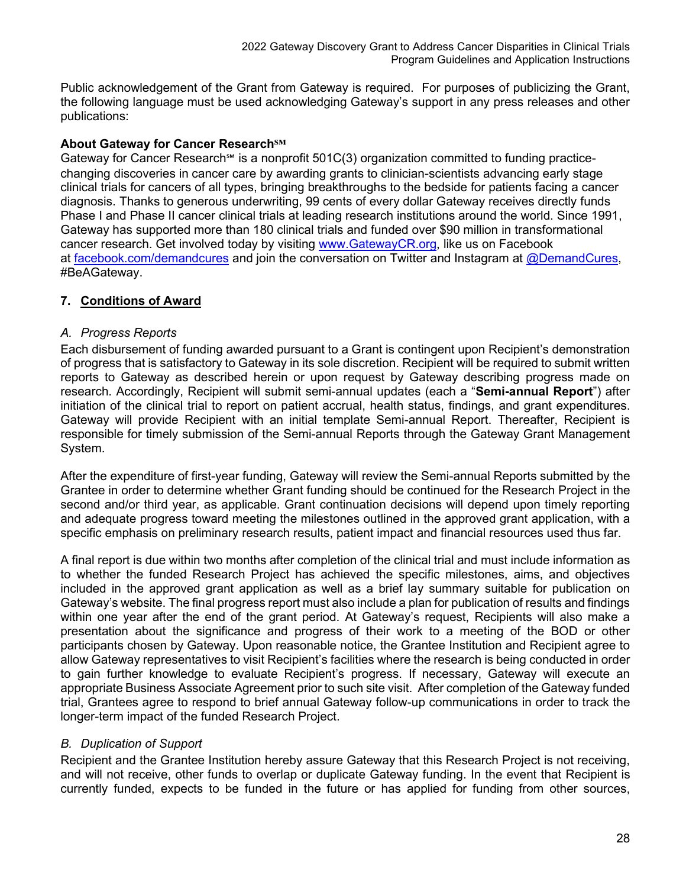Public acknowledgement of the Grant from Gateway is required. For purposes of publicizing the Grant, the following language must be used acknowledging Gateway's support in any press releases and other publications:

**About Gateway for Cancer Research℠**

Gateway for Cancer Research℠ is a nonprofit 501C(3) organization committed to funding practice-changing discoveries in cancer care by awarding grants to clinician-scientists advancing early stage clinical trials for cancers of all types, bringing breakthroughs to the bedside for patients facing a cancer diagnosis. Thanks to generous underwriting, 99 cents of every dollar Gateway receives directly funds Phase I and Phase II cancer clinical trials at leading research institutions around the world. Since 1991, Gateway has supported more than 180 clinical trials and funded over $90 million in transformational cancer research. Get involved today by visiting [www.GatewayCR.org](www.GatewayCR.org), like us on Facebook at [facebook.com/demandcures](facebook.com/demandcures) and join the conversation on Twitter and Instagram at [@DemandCures](@DemandCures), #BeAGateway.

## 7. Conditions of Award

### *A. Progress Reports*

Each disbursement of funding awarded pursuant to a Grant is contingent upon Recipient's demonstration of progress that is satisfactory to Gateway in its sole discretion. Recipient will be required to submit written reports to Gateway as described herein or upon request by Gateway describing progress made on research. Accordingly, Recipient will submit semi-annual updates (each a "**Semi-annual Report**") after initiation of the clinical trial to report on patient accrual, health status, findings, and grant expenditures. Gateway will provide Recipient with an initial template Semi-annual Report. Thereafter, Recipient is responsible for timely submission of the Semi-annual Reports through the Gateway Grant Management System.

After the expenditure of first-year funding, Gateway will review the Semi-annual Reports submitted by the Grantee in order to determine whether Grant funding should be continued for the Research Project in the second and/or third year, as applicable. Grant continuation decisions will depend upon timely reporting and adequate progress toward meeting the milestones outlined in the approved grant application, with a specific emphasis on preliminary research results, patient impact and financial resources used thus far.

A final report is due within two months after completion of the clinical trial and must include information as to whether the funded Research Project has achieved the specific milestones, aims, and objectives included in the approved grant application as well as a brief lay summary suitable for publication on Gateway's website. The final progress report must also include a plan for publication of results and findings within one year after the end of the grant period. At Gateway's request, Recipients will also make a presentation about the significance and progress of their work to a meeting of the BOD or other participants chosen by Gateway. Upon reasonable notice, the Grantee Institution and Recipient agree to allow Gateway representatives to visit Recipient's facilities where the research is being conducted in order to gain further knowledge to evaluate Recipient's progress. If necessary, Gateway will execute an appropriate Business Associate Agreement prior to such site visit. After completion of the Gateway funded trial, Grantees agree to respond to brief annual Gateway follow-up communications in order to track the longer-term impact of the funded Research Project.

### *B. Duplication of Support*

Recipient and the Grantee Institution hereby assure Gateway that this Research Project is not receiving, and will not receive, other funds to overlap or duplicate Gateway funding. In the event that Recipient is currently funded, expects to be funded in the future or has applied for funding from other sources,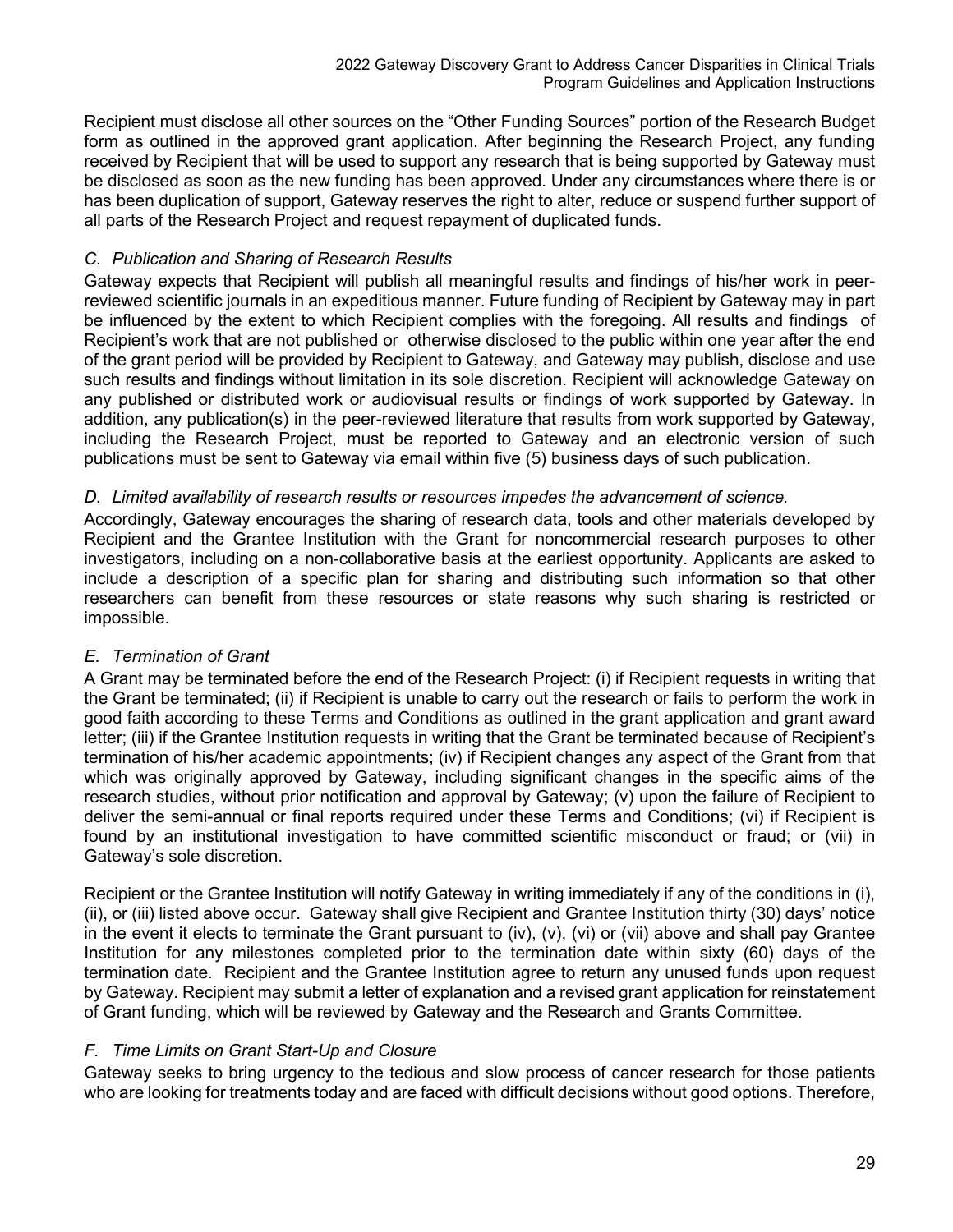Recipient must disclose all other sources on the "Other Funding Sources" portion of the Research Budget form as outlined in the approved grant application. After beginning the Research Project, any funding received by Recipient that will be used to support any research that is being supported by Gateway must be disclosed as soon as the new funding has been approved. Under any circumstances where there is or has been duplication of support, Gateway reserves the right to alter, reduce or suspend further support of all parts of the Research Project and request repayment of duplicated funds.

*C. Publication and Sharing of Research Results*

Gateway expects that Recipient will publish all meaningful results and findings of his/her work in peer-reviewed scientific journals in an expeditious manner. Future funding of Recipient by Gateway may in part be influenced by the extent to which Recipient complies with the foregoing. All results and findings of Recipient's work that are not published or otherwise disclosed to the public within one year after the end of the grant period will be provided by Recipient to Gateway, and Gateway may publish, disclose and use such results and findings without limitation in its sole discretion. Recipient will acknowledge Gateway on any published or distributed work or audiovisual results or findings of work supported by Gateway. In addition, any publication(s) in the peer-reviewed literature that results from work supported by Gateway, including the Research Project, must be reported to Gateway and an electronic version of such publications must be sent to Gateway via email within five (5) business days of such publication.

*D. Limited availability of research results or resources impedes the advancement of science.*

Accordingly, Gateway encourages the sharing of research data, tools and other materials developed by Recipient and the Grantee Institution with the Grant for noncommercial research purposes to other investigators, including on a non-collaborative basis at the earliest opportunity. Applicants are asked to include a description of a specific plan for sharing and distributing such information so that other researchers can benefit from these resources or state reasons why such sharing is restricted or impossible.

*E. Termination of Grant*

A Grant may be terminated before the end of the Research Project: (i) if Recipient requests in writing that the Grant be terminated; (ii) if Recipient is unable to carry out the research or fails to perform the work in good faith according to these Terms and Conditions as outlined in the grant application and grant award letter; (iii) if the Grantee Institution requests in writing that the Grant be terminated because of Recipient's termination of his/her academic appointments; (iv) if Recipient changes any aspect of the Grant from that which was originally approved by Gateway, including significant changes in the specific aims of the research studies, without prior notification and approval by Gateway; (v) upon the failure of Recipient to deliver the semi-annual or final reports required under these Terms and Conditions; (vi) if Recipient is found by an institutional investigation to have committed scientific misconduct or fraud; or (vii) in Gateway's sole discretion.

Recipient or the Grantee Institution will notify Gateway in writing immediately if any of the conditions in (i), (ii), or (iii) listed above occur. Gateway shall give Recipient and Grantee Institution thirty (30) days' notice in the event it elects to terminate the Grant pursuant to (iv), (v), (vi) or (vii) above and shall pay Grantee Institution for any milestones completed prior to the termination date within sixty (60) days of the termination date. Recipient and the Grantee Institution agree to return any unused funds upon request by Gateway. Recipient may submit a letter of explanation and a revised grant application for reinstatement of Grant funding, which will be reviewed by Gateway and the Research and Grants Committee.

*F. Time Limits on Grant Start-Up and Closure*

Gateway seeks to bring urgency to the tedious and slow process of cancer research for those patients who are looking for treatments today and are faced with difficult decisions without good options. Therefore,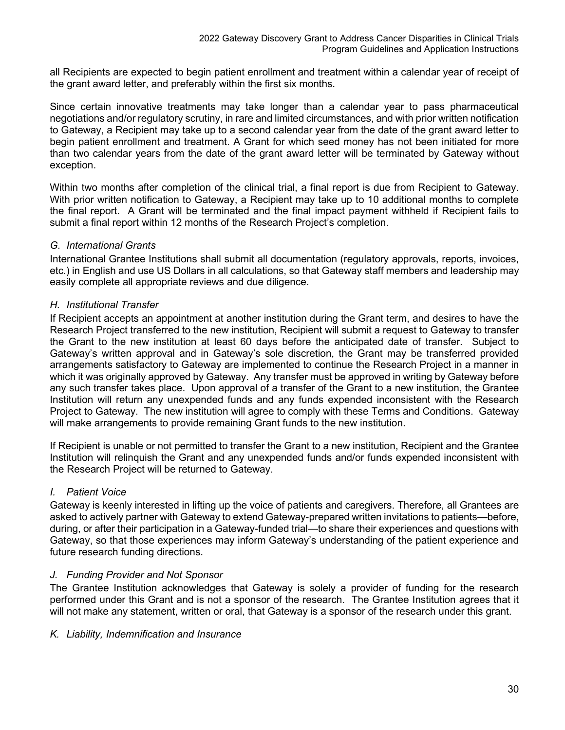all Recipients are expected to begin patient enrollment and treatment within a calendar year of receipt of the grant award letter, and preferably within the first six months.

Since certain innovative treatments may take longer than a calendar year to pass pharmaceutical negotiations and/or regulatory scrutiny, in rare and limited circumstances, and with prior written notification to Gateway, a Recipient may take up to a second calendar year from the date of the grant award letter to begin patient enrollment and treatment. A Grant for which seed money has not been initiated for more than two calendar years from the date of the grant award letter will be terminated by Gateway without exception.

Within two months after completion of the clinical trial, a final report is due from Recipient to Gateway. With prior written notification to Gateway, a Recipient may take up to 10 additional months to complete the final report. A Grant will be terminated and the final impact payment withheld if Recipient fails to submit a final report within 12 months of the Research Project's completion.

*G. International Grants*

International Grantee Institutions shall submit all documentation (regulatory approvals, reports, invoices, etc.) in English and use US Dollars in all calculations, so that Gateway staff members and leadership may easily complete all appropriate reviews and due diligence.

*H. Institutional Transfer*

If Recipient accepts an appointment at another institution during the Grant term, and desires to have the Research Project transferred to the new institution, Recipient will submit a request to Gateway to transfer the Grant to the new institution at least 60 days before the anticipated date of transfer. Subject to Gateway's written approval and in Gateway's sole discretion, the Grant may be transferred provided arrangements satisfactory to Gateway are implemented to continue the Research Project in a manner in which it was originally approved by Gateway. Any transfer must be approved in writing by Gateway before any such transfer takes place. Upon approval of a transfer of the Grant to a new institution, the Grantee Institution will return any unexpended funds and any funds expended inconsistent with the Research Project to Gateway. The new institution will agree to comply with these Terms and Conditions. Gateway will make arrangements to provide remaining Grant funds to the new institution.

If Recipient is unable or not permitted to transfer the Grant to a new institution, Recipient and the Grantee Institution will relinquish the Grant and any unexpended funds and/or funds expended inconsistent with the Research Project will be returned to Gateway.

*I. Patient Voice*

Gateway is keenly interested in lifting up the voice of patients and caregivers. Therefore, all Grantees are asked to actively partner with Gateway to extend Gateway-prepared written invitations to patients—before, during, or after their participation in a Gateway-funded trial—to share their experiences and questions with Gateway, so that those experiences may inform Gateway's understanding of the patient experience and future research funding directions.

*J. Funding Provider and Not Sponsor*

The Grantee Institution acknowledges that Gateway is solely a provider of funding for the research performed under this Grant and is not a sponsor of the research. The Grantee Institution agrees that it will not make any statement, written or oral, that Gateway is a sponsor of the research under this grant.

*K. Liability, Indemnification and Insurance*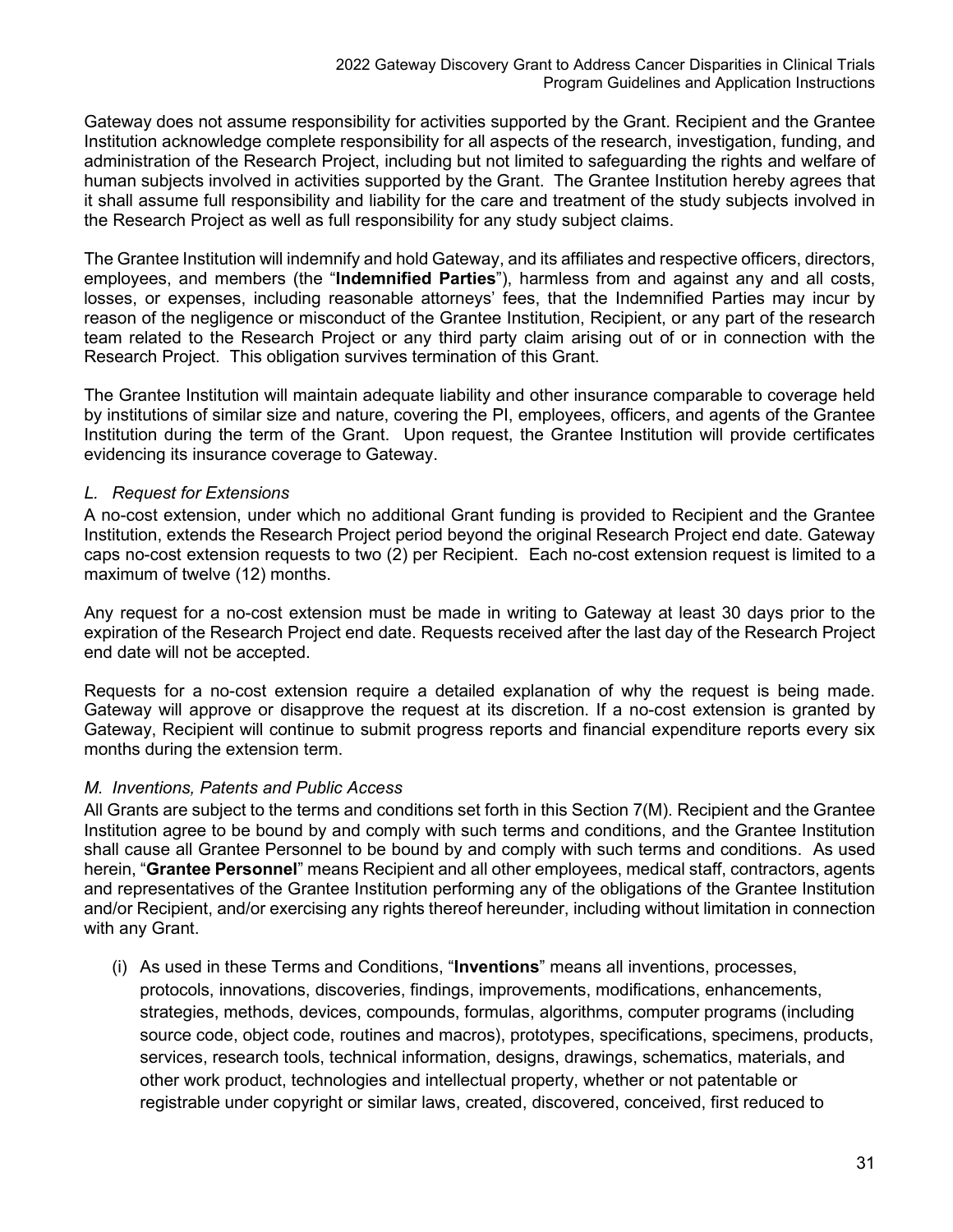Gateway does not assume responsibility for activities supported by the Grant. Recipient and the Grantee Institution acknowledge complete responsibility for all aspects of the research, investigation, funding, and administration of the Research Project, including but not limited to safeguarding the rights and welfare of human subjects involved in activities supported by the Grant. The Grantee Institution hereby agrees that it shall assume full responsibility and liability for the care and treatment of the study subjects involved in the Research Project as well as full responsibility for any study subject claims.

The Grantee Institution will indemnify and hold Gateway, and its affiliates and respective officers, directors, employees, and members (the "**Indemnified Parties**"), harmless from and against any and all costs, losses, or expenses, including reasonable attorneys' fees, that the Indemnified Parties may incur by reason of the negligence or misconduct of the Grantee Institution, Recipient, or any part of the research team related to the Research Project or any third party claim arising out of or in connection with the Research Project. This obligation survives termination of this Grant.

The Grantee Institution will maintain adequate liability and other insurance comparable to coverage held by institutions of similar size and nature, covering the PI, employees, officers, and agents of the Grantee Institution during the term of the Grant. Upon request, the Grantee Institution will provide certificates evidencing its insurance coverage to Gateway.

*L. Request for Extensions*

A no-cost extension, under which no additional Grant funding is provided to Recipient and the Grantee Institution, extends the Research Project period beyond the original Research Project end date. Gateway caps no-cost extension requests to two (2) per Recipient. Each no-cost extension request is limited to a maximum of twelve (12) months.

Any request for a no-cost extension must be made in writing to Gateway at least 30 days prior to the expiration of the Research Project end date. Requests received after the last day of the Research Project end date will not be accepted.

Requests for a no-cost extension require a detailed explanation of why the request is being made. Gateway will approve or disapprove the request at its discretion. If a no-cost extension is granted by Gateway, Recipient will continue to submit progress reports and financial expenditure reports every six months during the extension term.

*M. Inventions, Patents and Public Access*

All Grants are subject to the terms and conditions set forth in this Section 7(M). Recipient and the Grantee Institution agree to be bound by and comply with such terms and conditions, and the Grantee Institution shall cause all Grantee Personnel to be bound by and comply with such terms and conditions. As used herein, "**Grantee Personnel**" means Recipient and all other employees, medical staff, contractors, agents and representatives of the Grantee Institution performing any of the obligations of the Grantee Institution and/or Recipient, and/or exercising any rights thereof hereunder, including without limitation in connection with any Grant.

(i) As used in these Terms and Conditions, "**Inventions**" means all inventions, processes, protocols, innovations, discoveries, findings, improvements, modifications, enhancements, strategies, methods, devices, compounds, formulas, algorithms, computer programs (including source code, object code, routines and macros), prototypes, specifications, specimens, products, services, research tools, technical information, designs, drawings, schematics, materials, and other work product, technologies and intellectual property, whether or not patentable or registrable under copyright or similar laws, created, discovered, conceived, first reduced to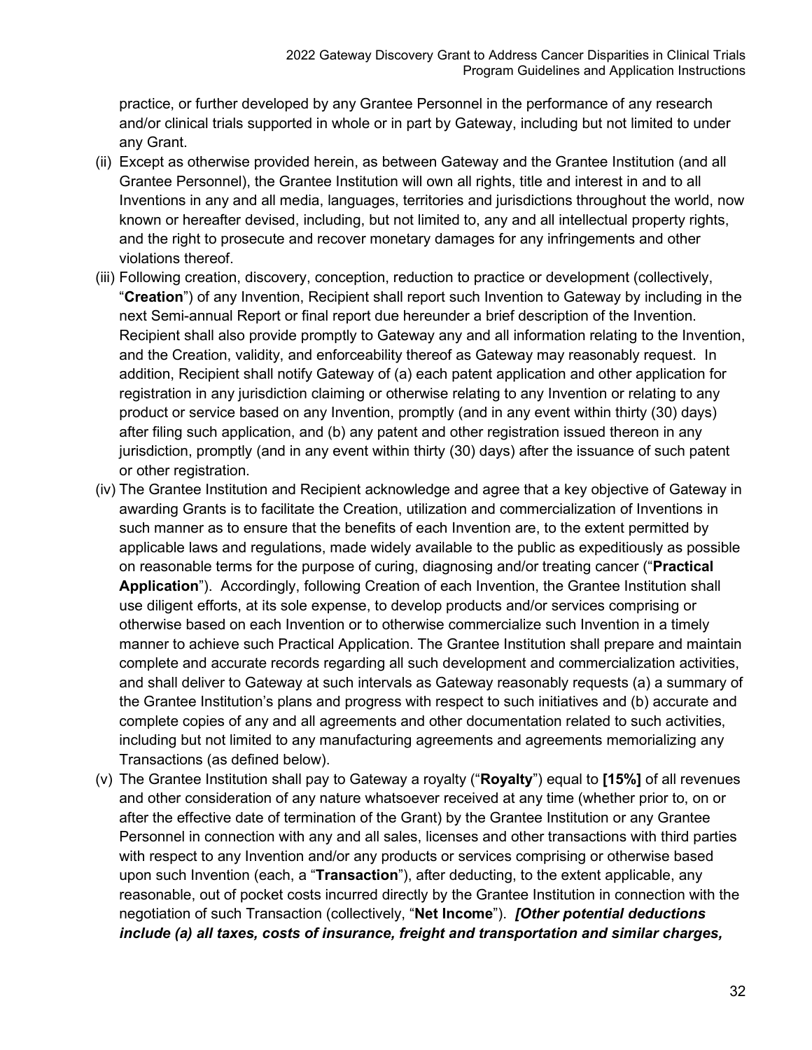practice, or further developed by any Grantee Personnel in the performance of any research and/or clinical trials supported in whole or in part by Gateway, including but not limited to under any Grant.

(ii) Except as otherwise provided herein, as between Gateway and the Grantee Institution (and all Grantee Personnel), the Grantee Institution will own all rights, title and interest in and to all Inventions in any and all media, languages, territories and jurisdictions throughout the world, now known or hereafter devised, including, but not limited to, any and all intellectual property rights, and the right to prosecute and recover monetary damages for any infringements and other violations thereof.

(iii) Following creation, discovery, conception, reduction to practice or development (collectively, "**Creation**") of any Invention, Recipient shall report such Invention to Gateway by including in the next Semi-annual Report or final report due hereunder a brief description of the Invention. Recipient shall also provide promptly to Gateway any and all information relating to the Invention, and the Creation, validity, and enforceability thereof as Gateway may reasonably request. In addition, Recipient shall notify Gateway of (a) each patent application and other application for registration in any jurisdiction claiming or otherwise relating to any Invention or relating to any product or service based on any Invention, promptly (and in any event within thirty (30) days) after filing such application, and (b) any patent and other registration issued thereon in any jurisdiction, promptly (and in any event within thirty (30) days) after the issuance of such patent or other registration.

(iv) The Grantee Institution and Recipient acknowledge and agree that a key objective of Gateway in awarding Grants is to facilitate the Creation, utilization and commercialization of Inventions in such manner as to ensure that the benefits of each Invention are, to the extent permitted by applicable laws and regulations, made widely available to the public as expeditiously as possible on reasonable terms for the purpose of curing, diagnosing and/or treating cancer ("**Practical Application**"). Accordingly, following Creation of each Invention, the Grantee Institution shall use diligent efforts, at its sole expense, to develop products and/or services comprising or otherwise based on each Invention or to otherwise commercialize such Invention in a timely manner to achieve such Practical Application. The Grantee Institution shall prepare and maintain complete and accurate records regarding all such development and commercialization activities, and shall deliver to Gateway at such intervals as Gateway reasonably requests (a) a summary of the Grantee Institution's plans and progress with respect to such initiatives and (b) accurate and complete copies of any and all agreements and other documentation related to such activities, including but not limited to any manufacturing agreements and agreements memorializing any Transactions (as defined below).

(v) The Grantee Institution shall pay to Gateway a royalty ("**Royalty**") equal to **[15%]** of all revenues and other consideration of any nature whatsoever received at any time (whether prior to, on or after the effective date of termination of the Grant) by the Grantee Institution or any Grantee Personnel in connection with any and all sales, licenses and other transactions with third parties with respect to any Invention and/or any products or services comprising or otherwise based upon such Invention (each, a "**Transaction**"), after deducting, to the extent applicable, any reasonable, out of pocket costs incurred directly by the Grantee Institution in connection with the negotiation of such Transaction (collectively, "**Net Income**"). ***[Other potential deductions include (a) all taxes, costs of insurance, freight and transportation and similar charges,***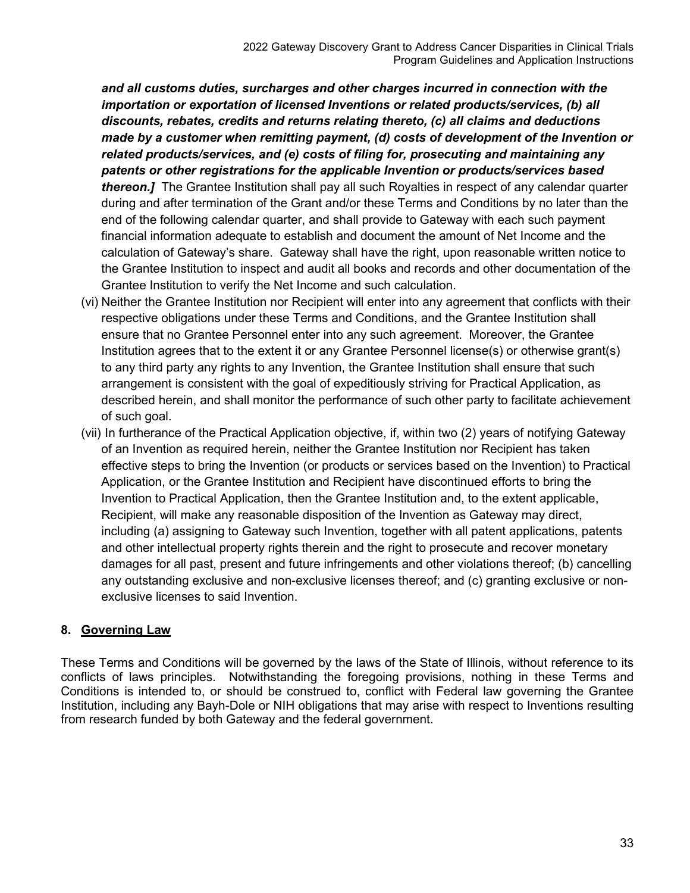***and all customs duties, surcharges and other charges incurred in connection with the importation or exportation of licensed Inventions or related products/services, (b) all discounts, rebates, credits and returns relating thereto, (c) all claims and deductions made by a customer when remitting payment, (d) costs of development of the Invention or related products/services, and (e) costs of filing for, prosecuting and maintaining any patents or other registrations for the applicable Invention or products/services based thereon.]*** The Grantee Institution shall pay all such Royalties in respect of any calendar quarter during and after termination of the Grant and/or these Terms and Conditions by no later than the end of the following calendar quarter, and shall provide to Gateway with each such payment financial information adequate to establish and document the amount of Net Income and the calculation of Gateway's share. Gateway shall have the right, upon reasonable written notice to the Grantee Institution to inspect and audit all books and records and other documentation of the Grantee Institution to verify the Net Income and such calculation.

(vi) Neither the Grantee Institution nor Recipient will enter into any agreement that conflicts with their respective obligations under these Terms and Conditions, and the Grantee Institution shall ensure that no Grantee Personnel enter into any such agreement. Moreover, the Grantee Institution agrees that to the extent it or any Grantee Personnel license(s) or otherwise grant(s) to any third party any rights to any Invention, the Grantee Institution shall ensure that such arrangement is consistent with the goal of expeditiously striving for Practical Application, as described herein, and shall monitor the performance of such other party to facilitate achievement of such goal.

(vii) In furtherance of the Practical Application objective, if, within two (2) years of notifying Gateway of an Invention as required herein, neither the Grantee Institution nor Recipient has taken effective steps to bring the Invention (or products or services based on the Invention) to Practical Application, or the Grantee Institution and Recipient have discontinued efforts to bring the Invention to Practical Application, then the Grantee Institution and, to the extent applicable, Recipient, will make any reasonable disposition of the Invention as Gateway may direct, including (a) assigning to Gateway such Invention, together with all patent applications, patents and other intellectual property rights therein and the right to prosecute and recover monetary damages for all past, present and future infringements and other violations thereof; (b) cancelling any outstanding exclusive and non-exclusive licenses thereof; and (c) granting exclusive or non-exclusive licenses to said Invention.

## 8. Governing Law

These Terms and Conditions will be governed by the laws of the State of Illinois, without reference to its conflicts of laws principles. Notwithstanding the foregoing provisions, nothing in these Terms and Conditions is intended to, or should be construed to, conflict with Federal law governing the Grantee Institution, including any Bayh-Dole or NIH obligations that may arise with respect to Inventions resulting from research funded by both Gateway and the federal government.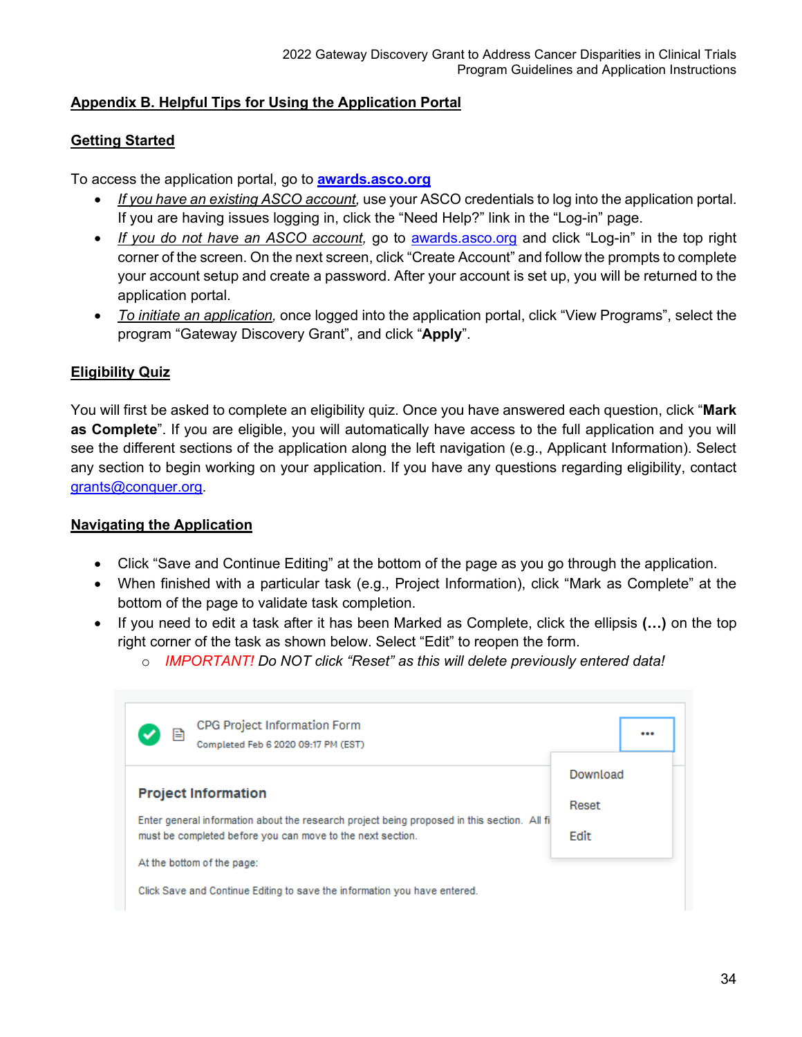## Appendix B. Helpful Tips for Using the Application Portal

### Getting Started

To access the application portal, go to **awards.asco.org**

- *If you have an existing ASCO account*, use your ASCO credentials to log into the application portal. If you are having issues logging in, click the "Need Help?" link in the "Log-in" page.
- *If you do not have an ASCO account*, go to awards.asco.org and click "Log-in" in the top right corner of the screen. On the next screen, click "Create Account" and follow the prompts to complete your account setup and create a password. After your account is set up, you will be returned to the application portal.
- *To initiate an application*, once logged into the application portal, click "View Programs", select the program "Gateway Discovery Grant", and click "**Apply**".

### Eligibility Quiz

You will first be asked to complete an eligibility quiz. Once you have answered each question, click "**Mark as Complete**". If you are eligible, you will automatically have access to the full application and you will see the different sections of the application along the left navigation (e.g., Applicant Information). Select any section to begin working on your application. If you have any questions regarding eligibility, contact grants@conquer.org.

### Navigating the Application

- Click "Save and Continue Editing" at the bottom of the page as you go through the application.
- When finished with a particular task (e.g., Project Information), click "Mark as Complete" at the bottom of the page to validate task completion.
- If you need to edit a task after it has been Marked as Complete, click the ellipsis **(…)** on the top right corner of the task as shown below. Select "Edit" to reopen the form.
  - *IMPORTANT! Do NOT click "Reset" as this will delete previously entered data!*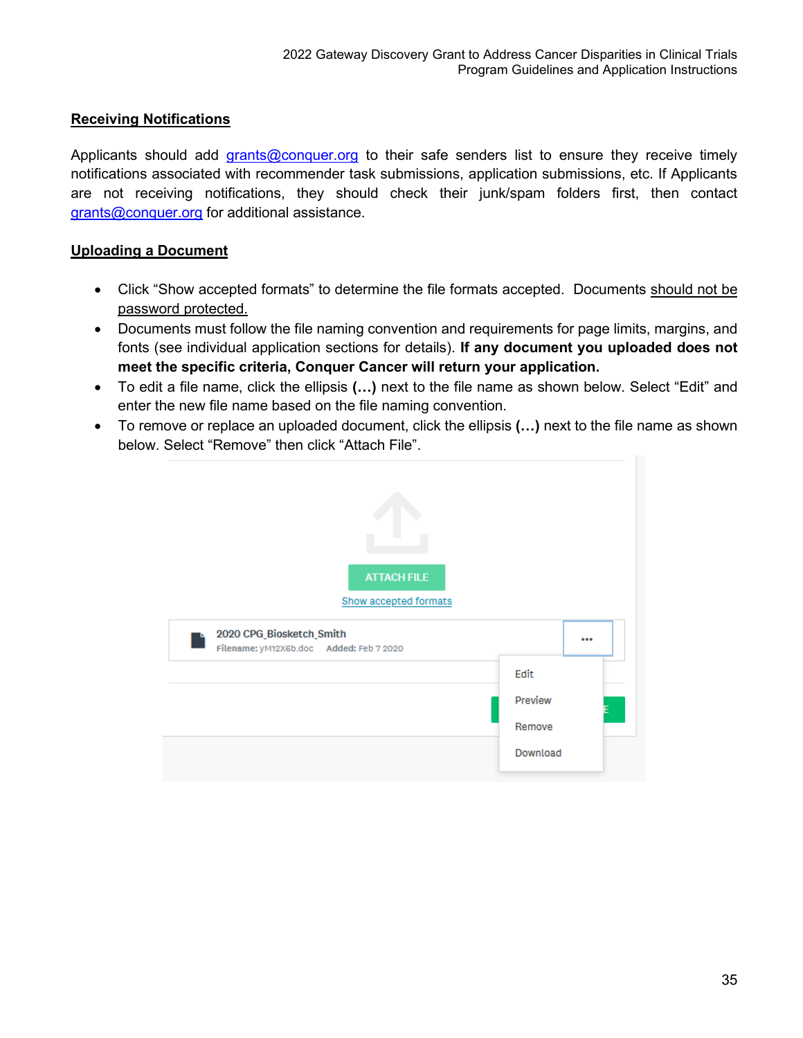## Receiving Notifications

Applicants should add grants@conquer.org to their safe senders list to ensure they receive timely notifications associated with recommender task submissions, application submissions, etc. If Applicants are not receiving notifications, they should check their junk/spam folders first, then contact grants@conquer.org for additional assistance.

## Uploading a Document

- Click "Show accepted formats" to determine the file formats accepted. Documents should not be password protected.
- Documents must follow the file naming convention and requirements for page limits, margins, and fonts (see individual application sections for details). **If any document you uploaded does not meet the specific criteria, Conquer Cancer will return your application.**
- To edit a file name, click the ellipsis **(…)** next to the file name as shown below. Select "Edit" and enter the new file name based on the file naming convention.
- To remove or replace an uploaded document, click the ellipsis **(…)** next to the file name as shown below. Select "Remove" then click "Attach File".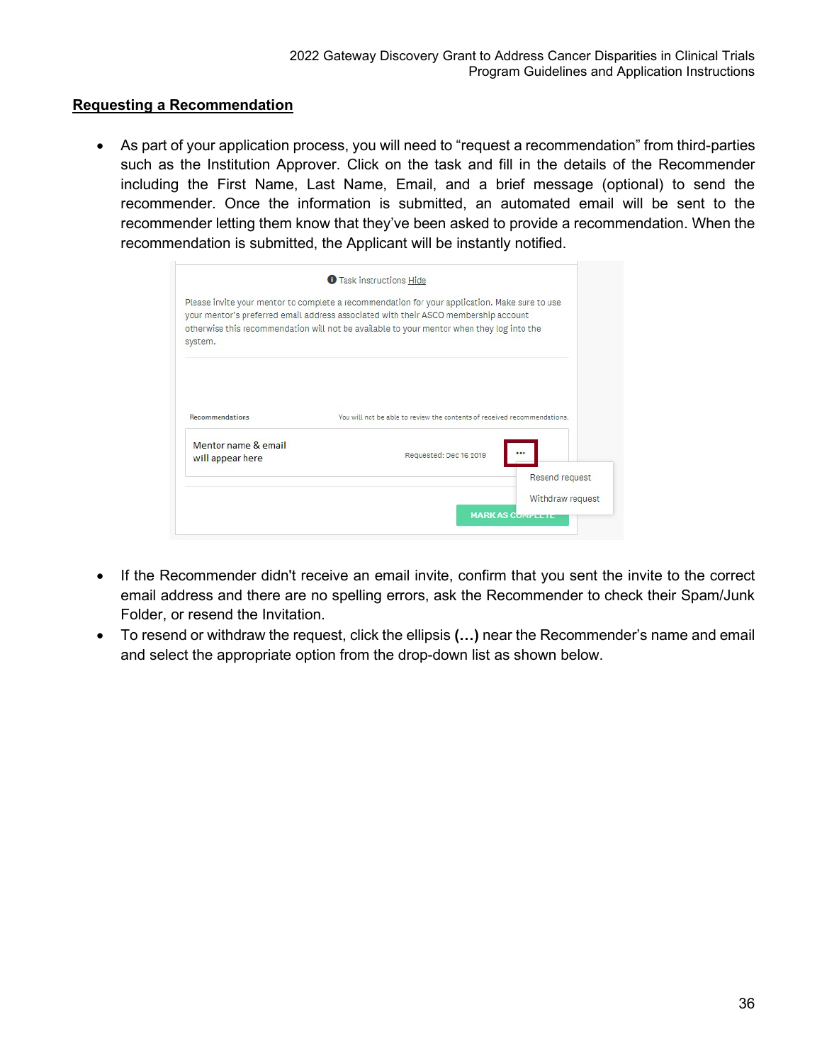## Requesting a Recommendation

- As part of your application process, you will need to "request a recommendation" from third-parties such as the Institution Approver. Click on the task and fill in the details of the Recommender including the First Name, Last Name, Email, and a brief message (optional) to send the recommender. Once the information is submitted, an automated email will be sent to the recommender letting them know that they've been asked to provide a recommendation. When the recommendation is submitted, the Applicant will be instantly notified.

- If the Recommender didn't receive an email invite, confirm that you sent the invite to the correct email address and there are no spelling errors, ask the Recommender to check their Spam/Junk Folder, or resend the Invitation.
- To resend or withdraw the request, click the ellipsis **(…)** near the Recommender's name and email and select the appropriate option from the drop-down list as shown below.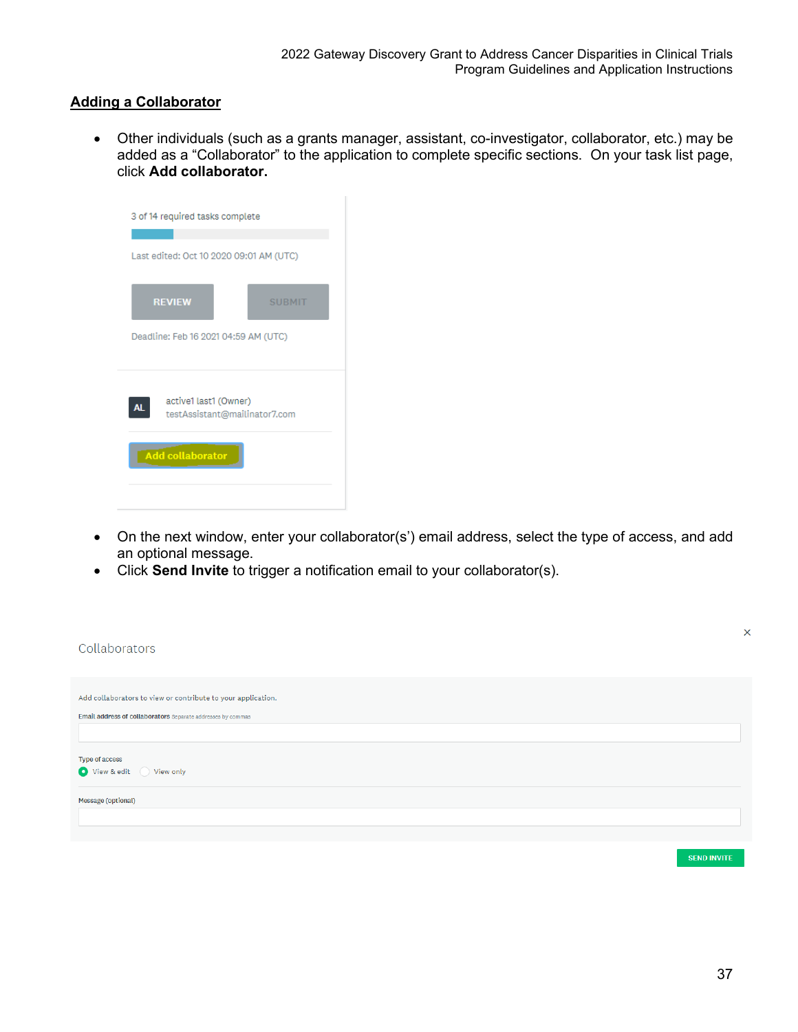## Adding a Collaborator

- Other individuals (such as a grants manager, assistant, co-investigator, collaborator, etc.) may be added as a “Collaborator” to the application to complete specific sections. On your task list page, click **Add collaborator.**

3 of 14 required tasks complete

Last edited: Oct 10 2020 09:01 AM (UTC)

REVIEW

SUBMIT

Deadline: Feb 16 2021 04:59 AM (UTC)

AL

active1 last1 (Owner)
testAssistant@mailinator7.com

Add collaborator

- On the next window, enter your collaborator(s’) email address, select the type of access, and add an optional message.
- Click **Send Invite** to trigger a notification email to your collaborator(s).

Collaborators

Add collaborators to view or contribute to your application.

Email address of collaborators Separate addresses by commas

Type of access

View & edit

View only

Message (optional)

SEND INVITE